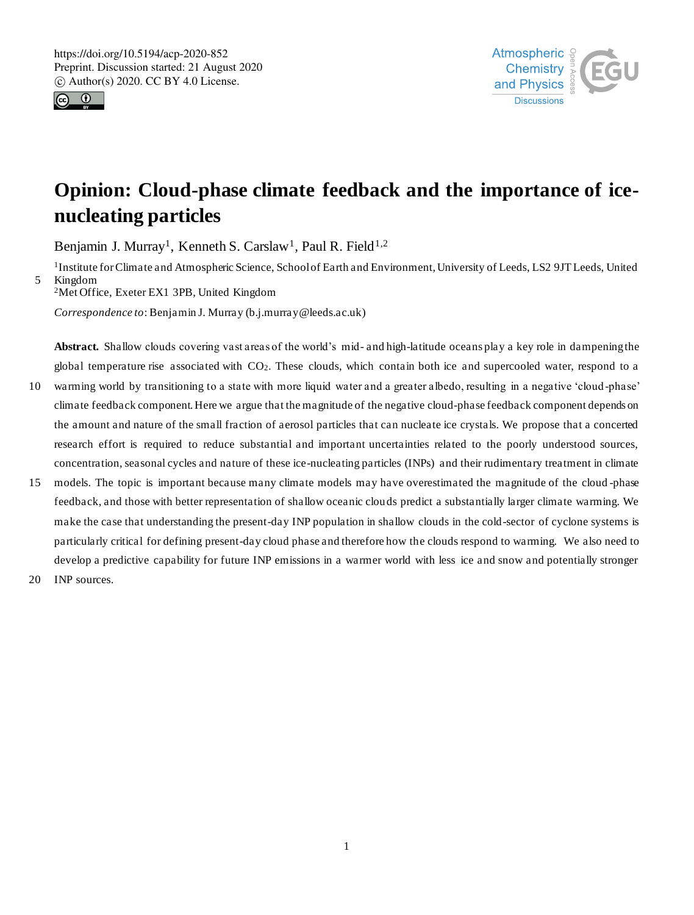# Opinion: Cloud-phase climate feedback and the importance of ice-nucleating particles

Benjamin J. Murray[1], Kenneth S. Carslaw[1], Paul R. Field[1,2]

[1]Institute for Climate and Atmospheric Science, School of Earth and Environment, University of Leeds, LS2 9JT Leeds, United Kingdom
[2]Met Office, Exeter EX1 3PB, United Kingdom

*Correspondence to*: Benjamin J. Murray (b.j.murray@leeds.ac.uk)

**Abstract.** Shallow clouds covering vast areas of the world's mid- and high-latitude oceans play a key role in dampening the global temperature rise associated with $CO_2$. These clouds, which contain both ice and supercooled water, respond to a warming world by transitioning to a state with more liquid water and a greater albedo, resulting in a negative 'cloud-phase' climate feedback component. Here we argue that the magnitude of the negative cloud-phase feedback component depends on the amount and nature of the small fraction of aerosol particles that can nucleate ice crystals. We propose that a concerted research effort is required to reduce substantial and important uncertainties related to the poorly understood sources, concentration, seasonal cycles and nature of these ice-nucleating particles (INPs) and their rudimentary treatment in climate models. The topic is important because many climate models may have overestimated the magnitude of the cloud-phase feedback, and those with better representation of shallow oceanic clouds predict a substantially larger climate warming. We make the case that understanding the present-day INP population in shallow clouds in the cold-sector of cyclone systems is particularly critical for defining present-day cloud phase and therefore how the clouds respond to warming. We also need to develop a predictive capability for future INP emissions in a warmer world with less ice and snow and potentially stronger INP sources.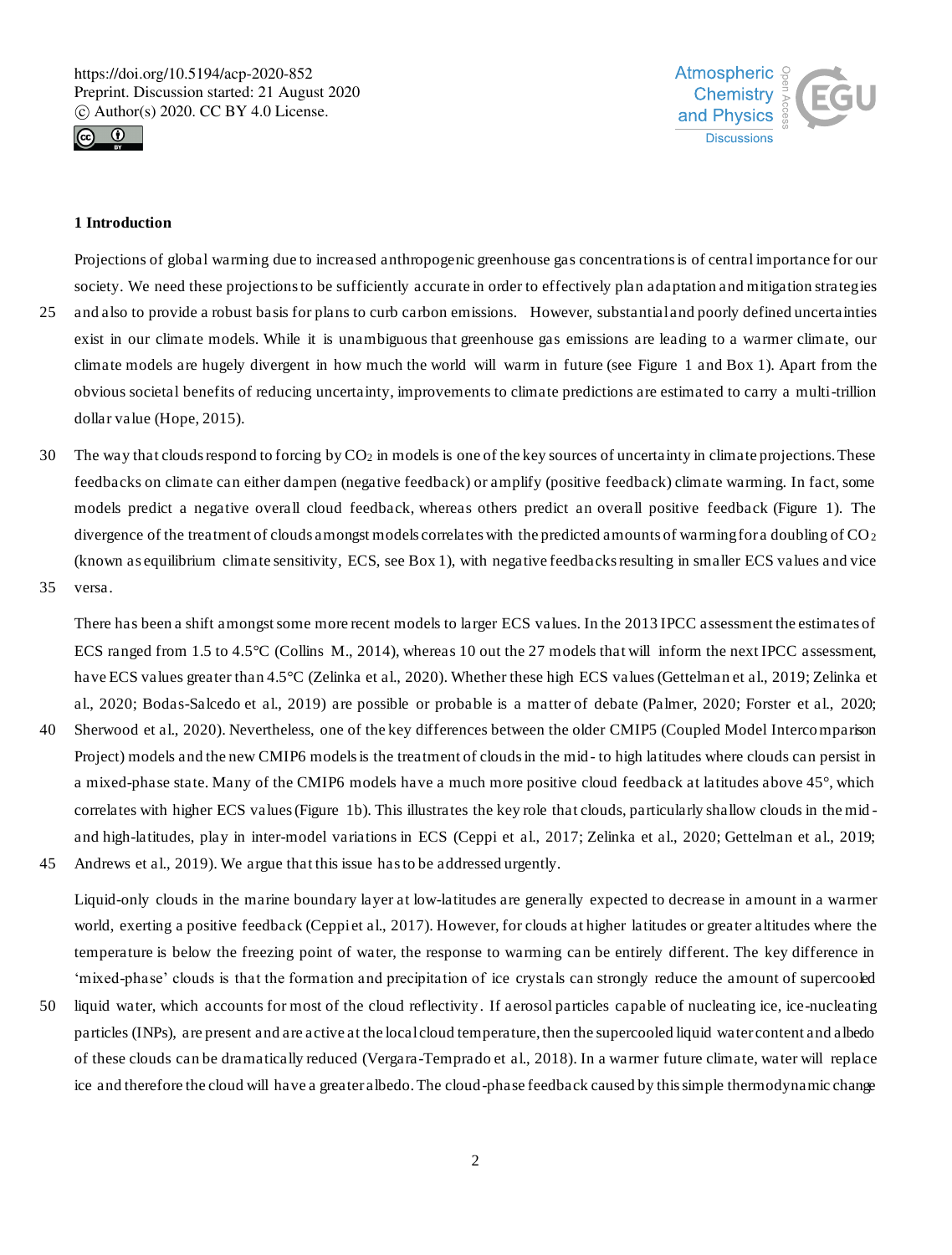## 1 Introduction

Projections of global warming due to increased anthropogenic greenhouse gas concentrations is of central importance for our society. We need these projections to be sufficiently accurate in order to effectively plan adaptation and mitigation strategies and also to provide a robust basis for plans to curb carbon emissions. However, substantial and poorly defined uncertainties exist in our climate models. While it is unambiguous that greenhouse gas emissions are leading to a warmer climate, our climate models are hugely divergent in how much the world will warm in future (see Figure 1 and Box 1). Apart from the obvious societal benefits of reducing uncertainty, improvements to climate predictions are estimated to carry a multi-trillion dollar value (Hope, 2015).

The way that clouds respond to forcing by $CO_2$ in models is one of the key sources of uncertainty in climate projections. These feedbacks on climate can either dampen (negative feedback) or amplify (positive feedback) climate warming. In fact, some models predict a negative overall cloud feedback, whereas others predict an overall positive feedback (Figure 1). The divergence of the treatment of clouds amongst models correlates with the predicted amounts of warming for a doubling of $CO_2$ (known as equilibrium climate sensitivity, ECS, see Box 1), with negative feedbacks resulting in smaller ECS values and vice versa.

There has been a shift amongst some more recent models to larger ECS values. In the 2013 IPCC assessment the estimates of ECS ranged from 1.5 to 4.5°C (Collins M., 2014), whereas 10 out the 27 models that will inform the next IPCC assessment, have ECS values greater than 4.5°C (Zelinka et al., 2020). Whether these high ECS values (Gettelman et al., 2019; Zelinka et al., 2020; Bodas-Salcedo et al., 2019) are possible or probable is a matter of debate (Palmer, 2020; Forster et al., 2020; Sherwood et al., 2020). Nevertheless, one of the key differences between the older CMIP5 (Coupled Model Intercomparison Project) models and the new CMIP6 models is the treatment of clouds in the mid- to high latitudes where clouds can persist in a mixed-phase state. Many of the CMIP6 models have a much more positive cloud feedback at latitudes above 45°, which correlates with higher ECS values (Figure 1b). This illustrates the key role that clouds, particularly shallow clouds in the mid- and high-latitudes, play in inter-model variations in ECS (Ceppi et al., 2017; Zelinka et al., 2020; Gettelman et al., 2019; Andrews et al., 2019). We argue that this issue has to be addressed urgently.

Liquid-only clouds in the marine boundary layer at low-latitudes are generally expected to decrease in amount in a warmer world, exerting a positive feedback (Ceppi et al., 2017). However, for clouds at higher latitudes or greater altitudes where the temperature is below the freezing point of water, the response to warming can be entirely different. The key difference in 'mixed-phase' clouds is that the formation and precipitation of ice crystals can strongly reduce the amount of supercooled liquid water, which accounts for most of the cloud reflectivity. If aerosol particles capable of nucleating ice, ice-nucleating particles (INPs), are present and are active at the local cloud temperature, then the supercooled liquid water content and albedo of these clouds can be dramatically reduced (Vergara-Temprado et al., 2018). In a warmer future climate, water will replace ice and therefore the cloud will have a greater albedo. The cloud-phase feedback caused by this simple thermodynamic change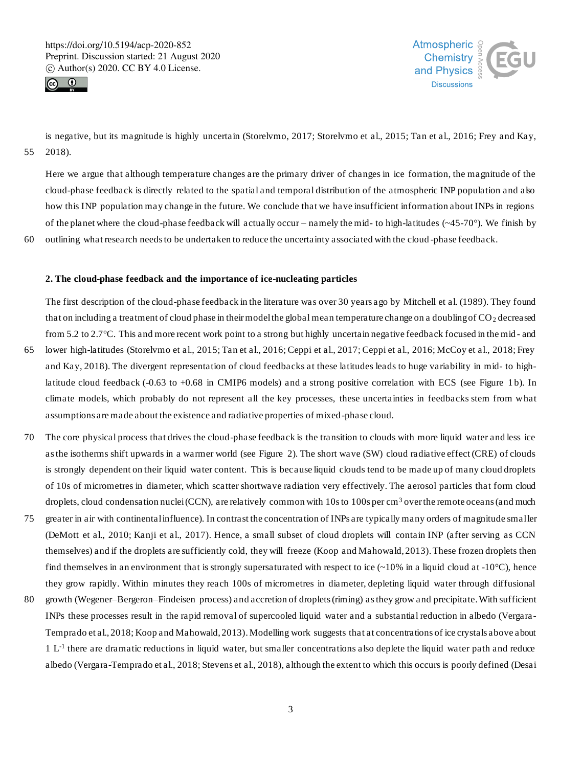is negative, but its magnitude is highly uncertain (Storelvmo, 2017; Storelvmo et al., 2015; Tan et al., 2016; Frey and Kay, 2018).

Here we argue that although temperature changes are the primary driver of changes in ice formation, the magnitude of the cloud-phase feedback is directly related to the spatial and temporal distribution of the atmospheric INP population and also how this INP population may change in the future. We conclude that we have insufficient information about INPs in regions of the planet where the cloud-phase feedback will actually occur – namely the mid- to high-latitudes (~45-70°). We finish by outlining what research needs to be undertaken to reduce the uncertainty associated with the cloud-phase feedback.

## 2. The cloud-phase feedback and the importance of ice-nucleating particles

The first description of the cloud-phase feedback in the literature was over 30 years ago by Mitchell et al. (1989). They found that on including a treatment of cloud phase in their model the global mean temperature change on a doubling of $CO_2$ decreased from 5.2 to 2.7°C. This and more recent work point to a strong but highly uncertain negative feedback focused in the mid- and lower high-latitudes (Storelvmo et al., 2015; Tan et al., 2016; Ceppi et al., 2017; Ceppi et al., 2016; McCoy et al., 2018; Frey and Kay, 2018). The divergent representation of cloud feedbacks at these latitudes leads to huge variability in mid- to high-latitude cloud feedback (-0.63 to +0.68 in CMIP6 models) and a strong positive correlation with ECS (see Figure 1b). In climate models, which probably do not represent all the key processes, these uncertainties in feedbacks stem from what assumptions are made about the existence and radiative properties of mixed-phase cloud.

The core physical process that drives the cloud-phase feedback is the transition to clouds with more liquid water and less ice as the isotherms shift upwards in a warmer world (see Figure 2). The short wave (SW) cloud radiative effect (CRE) of clouds is strongly dependent on their liquid water content. This is because liquid clouds tend to be made up of many cloud droplets of 10s of micrometres in diameter, which scatter shortwave radiation very effectively. The aerosol particles that form cloud droplets, cloud condensation nuclei (CCN), are relatively common with 10s to 100s per $cm^3$ over the remote oceans (and much greater in air with continental influence). In contrast the concentration of INPs are typically many orders of magnitude smaller (DeMott et al., 2010; Kanji et al., 2017). Hence, a small subset of cloud droplets will contain INP (after serving as CCN themselves) and if the droplets are sufficiently cold, they will freeze (Koop and Mahowald, 2013). These frozen droplets then find themselves in an environment that is strongly supersaturated with respect to ice (~10% in a liquid cloud at -10°C), hence they grow rapidly. Within minutes they reach 100s of micrometres in diameter, depleting liquid water through diffusional growth (Wegener–Bergeron–Findeisen process) and accretion of droplets (riming) as they grow and precipitate. With sufficient INPs these processes result in the rapid removal of supercooled liquid water and a substantial reduction in albedo (Vergara-Temprado et al., 2018; Koop and Mahowald, 2013). Modelling work suggests that at concentrations of ice crystals above about 1 $L^{-1}$ there are dramatic reductions in liquid water, but smaller concentrations also deplete the liquid water path and reduce albedo (Vergara-Temprado et al., 2018; Stevens et al., 2018), although the extent to which this occurs is poorly defined (Desai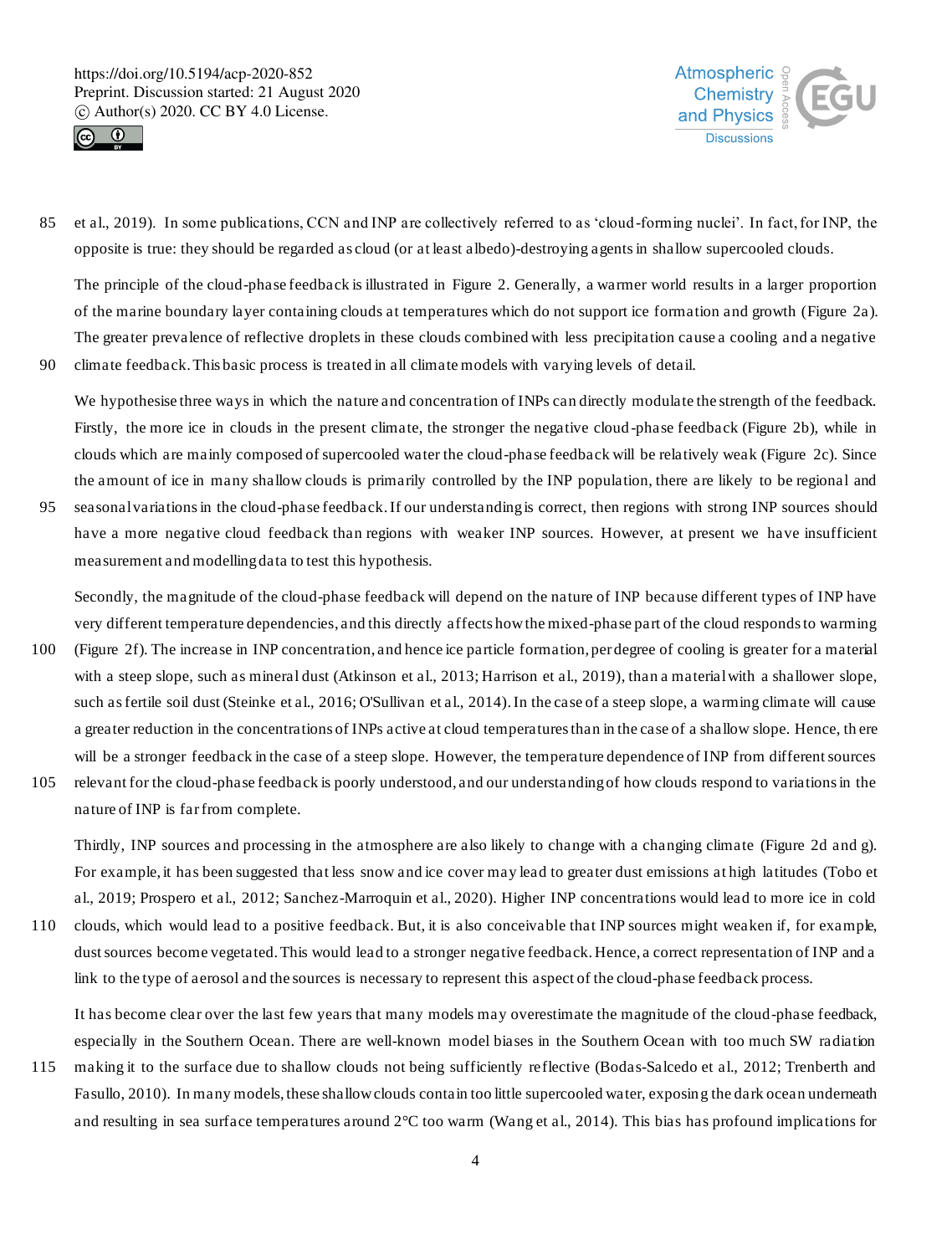et al., 2019). In some publications, CCN and INP are collectively referred to as 'cloud-forming nuclei'. In fact, for INP, the opposite is true: they should be regarded as cloud (or at least albedo)-destroying agents in shallow supercooled clouds.

The principle of the cloud-phase feedback is illustrated in Figure 2. Generally, a warmer world results in a larger proportion of the marine boundary layer containing clouds at temperatures which do not support ice formation and growth (Figure 2a). The greater prevalence of reflective droplets in these clouds combined with less precipitation cause a cooling and a negative climate feedback. This basic process is treated in all climate models with varying levels of detail.

We hypothesise three ways in which the nature and concentration of INPs can directly modulate the strength of the feedback. Firstly, the more ice in clouds in the present climate, the stronger the negative cloud-phase feedback (Figure 2b), while in clouds which are mainly composed of supercooled water the cloud-phase feedback will be relatively weak (Figure 2c). Since the amount of ice in many shallow clouds is primarily controlled by the INP population, there are likely to be regional and seasonal variations in the cloud-phase feedback. If our understanding is correct, then regions with strong INP sources should have a more negative cloud feedback than regions with weaker INP sources. However, at present we have insufficient measurement and modelling data to test this hypothesis.

Secondly, the magnitude of the cloud-phase feedback will depend on the nature of INP because different types of INP have very different temperature dependencies, and this directly affects how the mixed-phase part of the cloud responds to warming (Figure 2f). The increase in INP concentration, and hence ice particle formation, per degree of cooling is greater for a material with a steep slope, such as mineral dust (Atkinson et al., 2013; Harrison et al., 2019), than a material with a shallower slope, such as fertile soil dust (Steinke et al., 2016; O'Sullivan et al., 2014). In the case of a steep slope, a warming climate will cause a greater reduction in the concentrations of INPs active at cloud temperatures than in the case of a shallow slope. Hence, there will be a stronger feedback in the case of a steep slope. However, the temperature dependence of INP from different sources relevant for the cloud-phase feedback is poorly understood, and our understanding of how clouds respond to variations in the nature of INP is far from complete.

Thirdly, INP sources and processing in the atmosphere are also likely to change with a changing climate (Figure 2d and g). For example, it has been suggested that less snow and ice cover may lead to greater dust emissions at high latitudes (Tobo et al., 2019; Prospero et al., 2012; Sanchez-Marroquin et al., 2020). Higher INP concentrations would lead to more ice in cold clouds, which would lead to a positive feedback. But, it is also conceivable that INP sources might weaken if, for example, dust sources become vegetated. This would lead to a stronger negative feedback. Hence, a correct representation of INP and a link to the type of aerosol and the sources is necessary to represent this aspect of the cloud-phase feedback process.

It has become clear over the last few years that many models may overestimate the magnitude of the cloud-phase feedback, especially in the Southern Ocean. There are well-known model biases in the Southern Ocean with too much SW radiation making it to the surface due to shallow clouds not being sufficiently reflective (Bodas-Salcedo et al., 2012; Trenberth and Fasullo, 2010). In many models, these shallow clouds contain too little supercooled water, exposing the dark ocean underneath and resulting in sea surface temperatures around 2°C too warm (Wang et al., 2014). This bias has profound implications for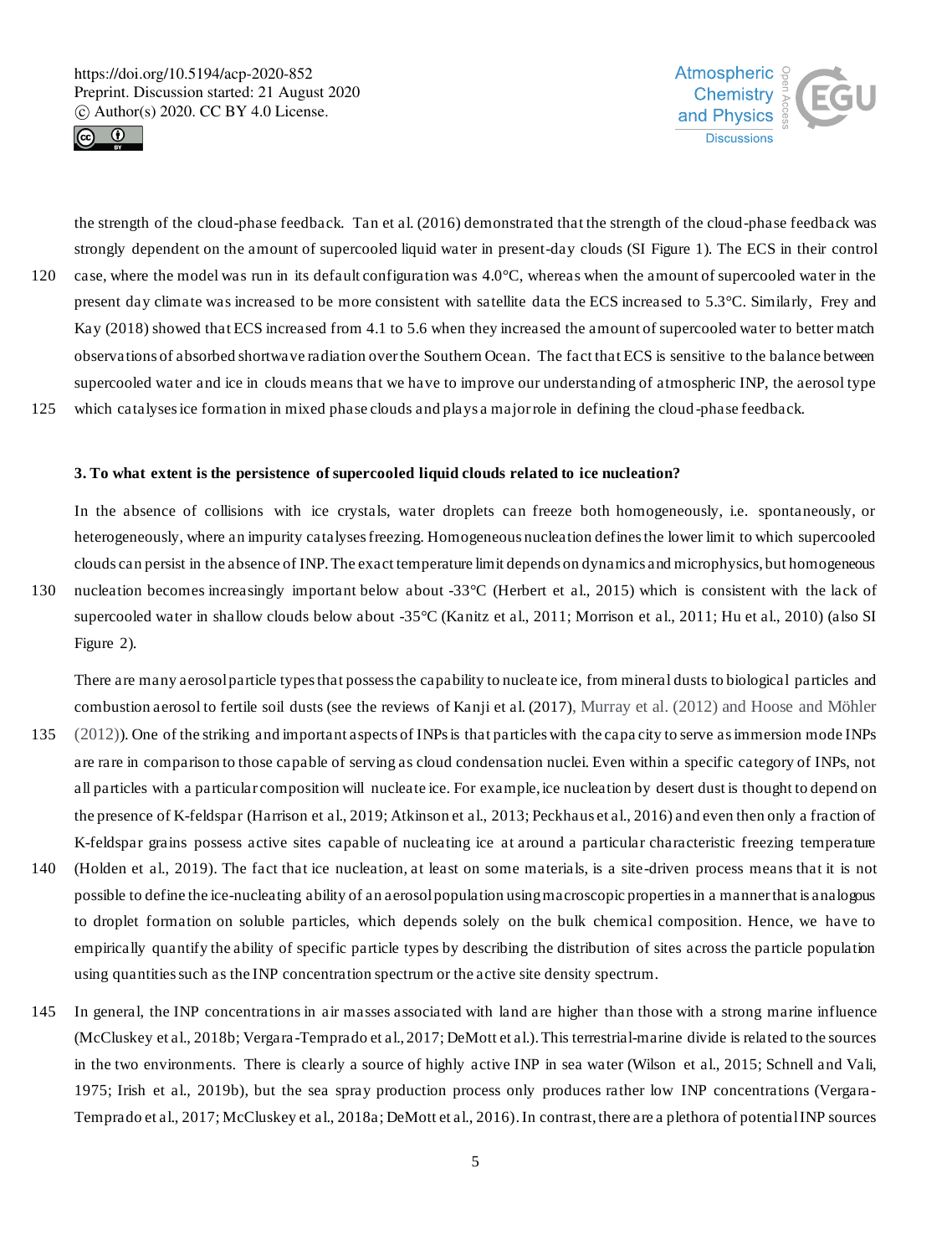the strength of the cloud-phase feedback. Tan et al. (2016) demonstrated that the strength of the cloud-phase feedback was strongly dependent on the amount of supercooled liquid water in present-day clouds (SI Figure 1). The ECS in their control case, where the model was run in its default configuration was 4.0°C, whereas when the amount of supercooled water in the present day climate was increased to be more consistent with satellite data the ECS increased to 5.3°C. Similarly, Frey and Kay (2018) showed that ECS increased from 4.1 to 5.6 when they increased the amount of supercooled water to better match observations of absorbed shortwave radiation over the Southern Ocean. The fact that ECS is sensitive to the balance between supercooled water and ice in clouds means that we have to improve our understanding of atmospheric INP, the aerosol type which catalyses ice formation in mixed phase clouds and plays a major role in defining the cloud-phase feedback.

### 3. To what extent is the persistence of supercooled liquid clouds related to ice nucleation?

In the absence of collisions with ice crystals, water droplets can freeze both homogeneously, i.e. spontaneously, or heterogeneously, where an impurity catalyses freezing. Homogeneous nucleation defines the lower limit to which supercooled clouds can persist in the absence of INP. The exact temperature limit depends on dynamics and microphysics, but homogeneous nucleation becomes increasingly important below about -33°C (Herbert et al., 2015) which is consistent with the lack of supercooled water in shallow clouds below about -35°C (Kanitz et al., 2011; Morrison et al., 2011; Hu et al., 2010) (also SI Figure 2).

There are many aerosol particle types that possess the capability to nucleate ice, from mineral dusts to biological particles and combustion aerosol to fertile soil dusts (see the reviews of Kanji et al. (2017), Murray et al. (2012) and Hoose and Möhler (2012)). One of the striking and important aspects of INPs is that particles with the capacity to serve as immersion mode INPs are rare in comparison to those capable of serving as cloud condensation nuclei. Even within a specific category of INPs, not all particles with a particular composition will nucleate ice. For example, ice nucleation by desert dust is thought to depend on the presence of K-feldspar (Harrison et al., 2019; Atkinson et al., 2013; Peckhaus et al., 2016) and even then only a fraction of K-feldspar grains possess active sites capable of nucleating ice at around a particular characteristic freezing temperature (Holden et al., 2019). The fact that ice nucleation, at least on some materials, is a site-driven process means that it is not possible to define the ice-nucleating ability of an aerosol population using macroscopic properties in a manner that is analogous to droplet formation on soluble particles, which depends solely on the bulk chemical composition. Hence, we have to empirically quantify the ability of specific particle types by describing the distribution of sites across the particle population using quantities such as the INP concentration spectrum or the active site density spectrum.

In general, the INP concentrations in air masses associated with land are higher than those with a strong marine influence (McCluskey et al., 2018b; Vergara-Temprado et al., 2017; DeMott et al.). This terrestrial-marine divide is related to the sources in the two environments. There is clearly a source of highly active INP in sea water (Wilson et al., 2015; Schnell and Vali, 1975; Irish et al., 2019b), but the sea spray production process only produces rather low INP concentrations (Vergara-Temprado et al., 2017; McCluskey et al., 2018a; DeMott et al., 2016). In contrast, there are a plethora of potential INP sources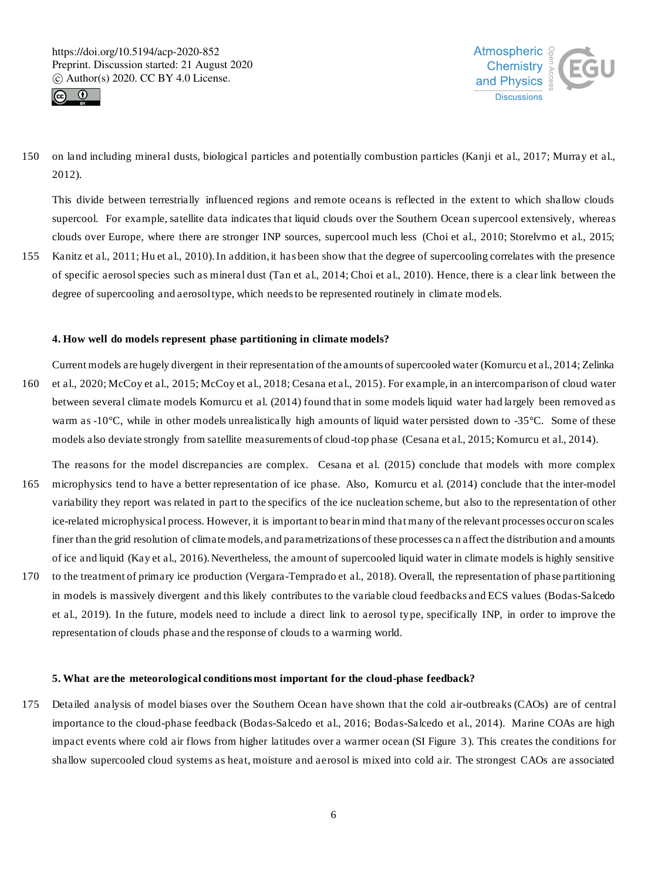on land including mineral dusts, biological particles and potentially combustion particles (Kanji et al., 2017; Murray et al., 2012).

This divide between terrestrially influenced regions and remote oceans is reflected in the extent to which shallow clouds supercool. For example, satellite data indicates that liquid clouds over the Southern Ocean supercool extensively, whereas clouds over Europe, where there are stronger INP sources, supercool much less (Choi et al., 2010; Storelvmo et al., 2015; Kanitz et al., 2011; Hu et al., 2010). In addition, it has been show that the degree of supercooling correlates with the presence of specific aerosol species such as mineral dust (Tan et al., 2014; Choi et al., 2010). Hence, there is a clear link between the degree of supercooling and aerosol type, which needs to be represented routinely in climate models.

## 4. How well do models represent phase partitioning in climate models?

Current models are hugely divergent in their representation of the amounts of supercooled water (Komurcu et al., 2014; Zelinka et al., 2020; McCoy et al., 2015; McCoy et al., 2018; Cesana et al., 2015). For example, in an intercomparison of cloud water between several climate models Komurcu et al. (2014) found that in some models liquid water had largely been removed as warm as -10°C, while in other models unrealistically high amounts of liquid water persisted down to -35°C. Some of these models also deviate strongly from satellite measurements of cloud-top phase (Cesana et al., 2015; Komurcu et al., 2014).

The reasons for the model discrepancies are complex. Cesana et al. (2015) conclude that models with more complex microphysics tend to have a better representation of ice phase. Also, Komurcu et al. (2014) conclude that the inter-model variability they report was related in part to the specifics of the ice nucleation scheme, but also to the representation of other ice-related microphysical process. However, it is important to bear in mind that many of the relevant processes occur on scales finer than the grid resolution of climate models, and parametrizations of these processes ca n affect the distribution and amounts of ice and liquid (Kay et al., 2016). Nevertheless, the amount of supercooled liquid water in climate models is highly sensitive to the treatment of primary ice production (Vergara-Temprado et al., 2018). Overall, the representation of phase partitioning in models is massively divergent and this likely contributes to the variable cloud feedbacks and ECS values (Bodas-Salcedo et al., 2019). In the future, models need to include a direct link to aerosol type, specifically INP, in order to improve the representation of clouds phase and the response of clouds to a warming world.

## 5. What are the meteorological conditions most important for the cloud-phase feedback?

Detailed analysis of model biases over the Southern Ocean have shown that the cold air-outbreaks (CAOs) are of central importance to the cloud-phase feedback (Bodas-Salcedo et al., 2016; Bodas-Salcedo et al., 2014). Marine COAs are high impact events where cold air flows from higher latitudes over a warmer ocean (SI Figure 3). This creates the conditions for shallow supercooled cloud systems as heat, moisture and aerosol is mixed into cold air. The strongest CAOs are associated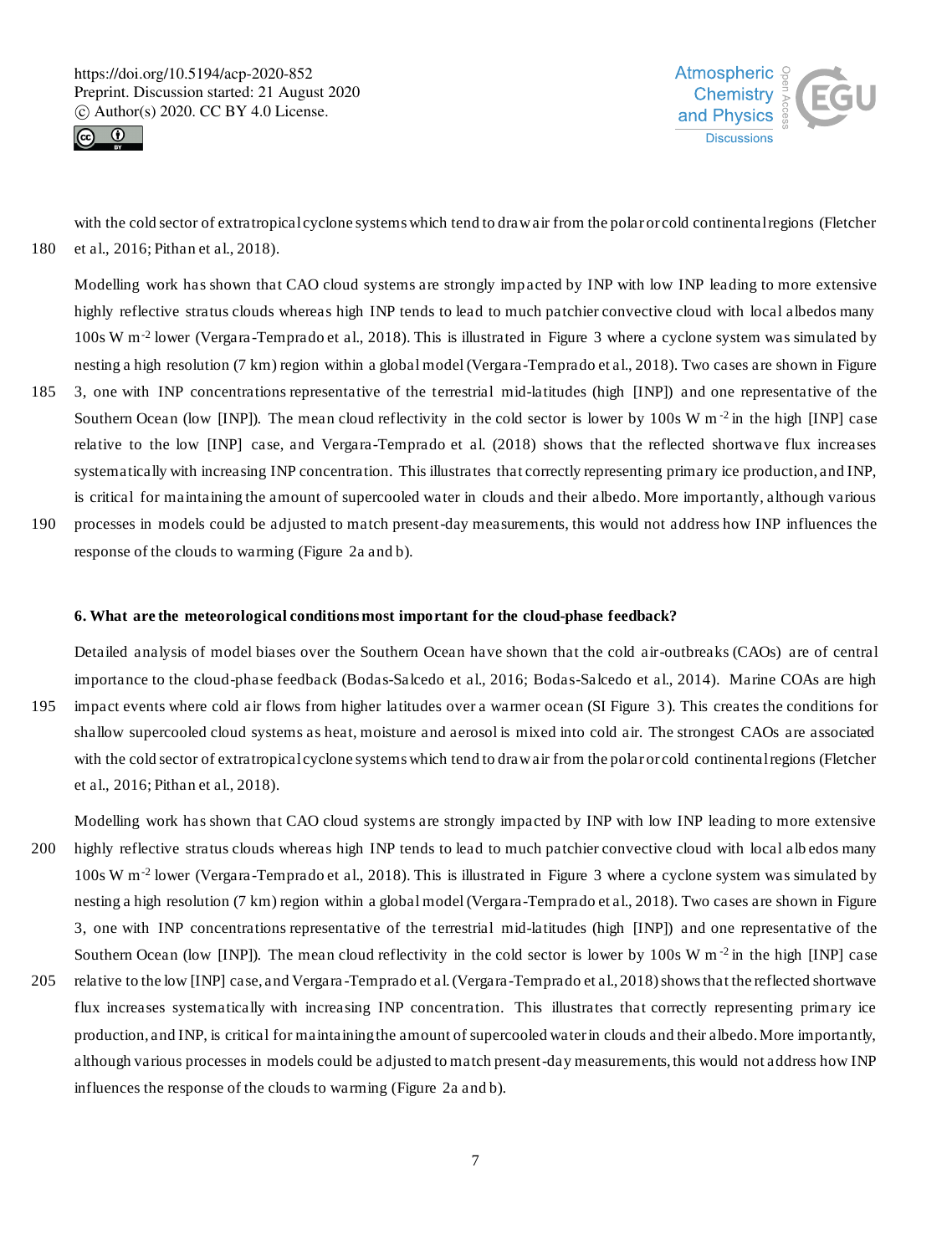with the cold sector of extratropical cyclone systems which tend to draw air from the polar or cold continental regions (Fletcher et al., 2016; Pithan et al., 2018).

Modelling work has shown that CAO cloud systems are strongly impacted by INP with low INP leading to more extensive highly reflective stratus clouds whereas high INP tends to lead to much patchier convective cloud with local albedos many 100s W m$^{-2}$ lower (Vergara-Temprado et al., 2018). This is illustrated in Figure 3 where a cyclone system was simulated by nesting a high resolution (7 km) region within a global model (Vergara-Temprado et al., 2018). Two cases are shown in Figure 3, one with INP concentrations representative of the terrestrial mid-latitudes (high [INP]) and one representative of the Southern Ocean (low [INP]). The mean cloud reflectivity in the cold sector is lower by 100s W m$^{-2}$ in the high [INP] case relative to the low [INP] case, and Vergara-Temprado et al. (2018) shows that the reflected shortwave flux increases systematically with increasing INP concentration. This illustrates that correctly representing primary ice production, and INP, is critical for maintaining the amount of supercooled water in clouds and their albedo. More importantly, although various processes in models could be adjusted to match present-day measurements, this would not address how INP influences the response of the clouds to warming (Figure 2a and b).

## 6. What are the meteorological conditions most important for the cloud-phase feedback?

Detailed analysis of model biases over the Southern Ocean have shown that the cold air-outbreaks (CAOs) are of central importance to the cloud-phase feedback (Bodas-Salcedo et al., 2016; Bodas-Salcedo et al., 2014). Marine COAs are high impact events where cold air flows from higher latitudes over a warmer ocean (SI Figure 3). This creates the conditions for shallow supercooled cloud systems as heat, moisture and aerosol is mixed into cold air. The strongest CAOs are associated with the cold sector of extratropical cyclone systems which tend to draw air from the polar or cold continental regions (Fletcher et al., 2016; Pithan et al., 2018).

Modelling work has shown that CAO cloud systems are strongly impacted by INP with low INP leading to more extensive highly reflective stratus clouds whereas high INP tends to lead to much patchier convective cloud with local albedos many 100s W m$^{-2}$ lower (Vergara-Temprado et al., 2018). This is illustrated in Figure 3 where a cyclone system was simulated by nesting a high resolution (7 km) region within a global model (Vergara-Temprado et al., 2018). Two cases are shown in Figure 3, one with INP concentrations representative of the terrestrial mid-latitudes (high [INP]) and one representative of the Southern Ocean (low [INP]). The mean cloud reflectivity in the cold sector is lower by 100s W m$^{-2}$ in the high [INP] case relative to the low [INP] case, and Vergara-Temprado et al. (Vergara-Temprado et al., 2018) shows that the reflected shortwave flux increases systematically with increasing INP concentration. This illustrates that correctly representing primary ice production, and INP, is critical for maintaining the amount of supercooled water in clouds and their albedo. More importantly, although various processes in models could be adjusted to match present-day measurements, this would not address how INP influences the response of the clouds to warming (Figure 2a and b).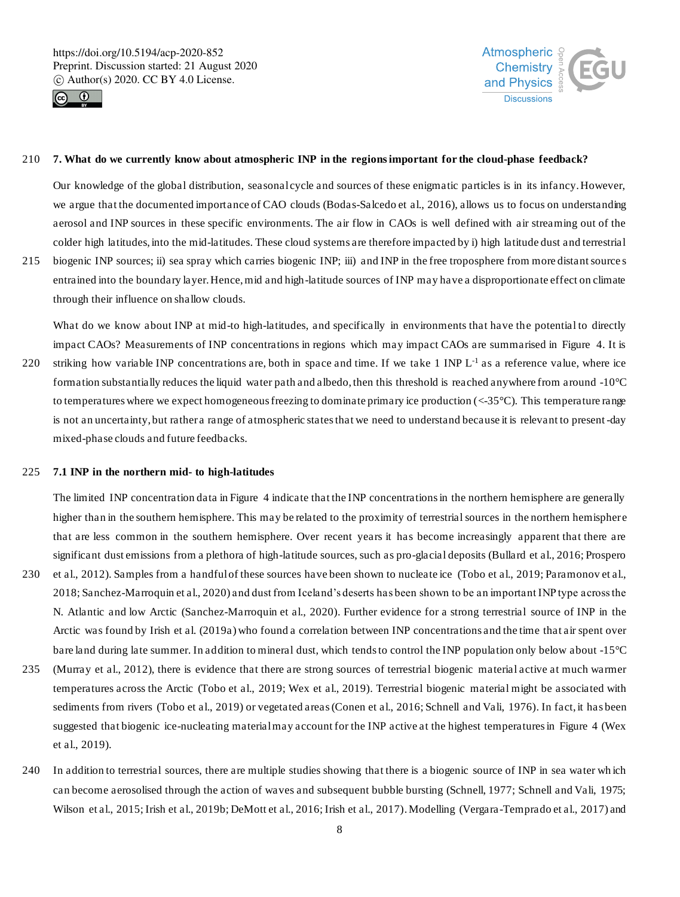## 7. What do we currently know about atmospheric INP in the regions important for the cloud-phase feedback?

Our knowledge of the global distribution, seasonal cycle and sources of these enigmatic particles is in its infancy. However, we argue that the documented importance of CAO clouds (Bodas-Salcedo et al., 2016), allows us to focus on understanding aerosol and INP sources in these specific environments. The air flow in CAOs is well defined with air streaming out of the colder high latitudes, into the mid-latitudes. These cloud systems are therefore impacted by i) high latitude dust and terrestrial biogenic INP sources; ii) sea spray which carries biogenic INP; iii) and INP in the free troposphere from more distant sources entrained into the boundary layer. Hence, mid and high-latitude sources of INP may have a disproportionate effect on climate through their influence on shallow clouds.

What do we know about INP at mid-to high-latitudes, and specifically in environments that have the potential to directly impact CAOs? Measurements of INP concentrations in regions which may impact CAOs are summarised in Figure 4. It is striking how variable INP concentrations are, both in space and time. If we take 1 INP $L^{-1}$ as a reference value, where ice formation substantially reduces the liquid water path and albedo, then this threshold is reached anywhere from around -10°C to temperatures where we expect homogeneous freezing to dominate primary ice production (<-35°C). This temperature range is not an uncertainty, but rather a range of atmospheric states that we need to understand because it is relevant to present-day mixed-phase clouds and future feedbacks.

### 7.1 INP in the northern mid- to high-latitudes

The limited INP concentration data in Figure 4 indicate that the INP concentrations in the northern hemisphere are generally higher than in the southern hemisphere. This may be related to the proximity of terrestrial sources in the northern hemisphere that are less common in the southern hemisphere. Over recent years it has become increasingly apparent that there are significant dust emissions from a plethora of high-latitude sources, such as pro-glacial deposits (Bullard et al., 2016; Prospero et al., 2012). Samples from a handful of these sources have been shown to nucleate ice (Tobo et al., 2019; Paramonov et al., 2018; Sanchez-Marroquin et al., 2020) and dust from Iceland's deserts has been shown to be an important INP type across the N. Atlantic and low Arctic (Sanchez-Marroquin et al., 2020). Further evidence for a strong terrestrial source of INP in the Arctic was found by Irish et al. (2019a) who found a correlation between INP concentrations and the time that air spent over bare land during late summer. In addition to mineral dust, which tends to control the INP population only below about -15°C (Murray et al., 2012), there is evidence that there are strong sources of terrestrial biogenic material active at much warmer temperatures across the Arctic (Tobo et al., 2019; Wex et al., 2019). Terrestrial biogenic material might be associated with sediments from rivers (Tobo et al., 2019) or vegetated areas (Conen et al., 2016; Schnell and Vali, 1976). In fact, it has been suggested that biogenic ice-nucleating material may account for the INP active at the highest temperatures in Figure 4 (Wex et al., 2019).

In addition to terrestrial sources, there are multiple studies showing that there is a biogenic source of INP in sea water which can become aerosolised through the action of waves and subsequent bubble bursting (Schnell, 1977; Schnell and Vali, 1975; Wilson et al., 2015; Irish et al., 2019b; DeMott et al., 2016; Irish et al., 2017). Modelling (Vergara-Temprado et al., 2017) and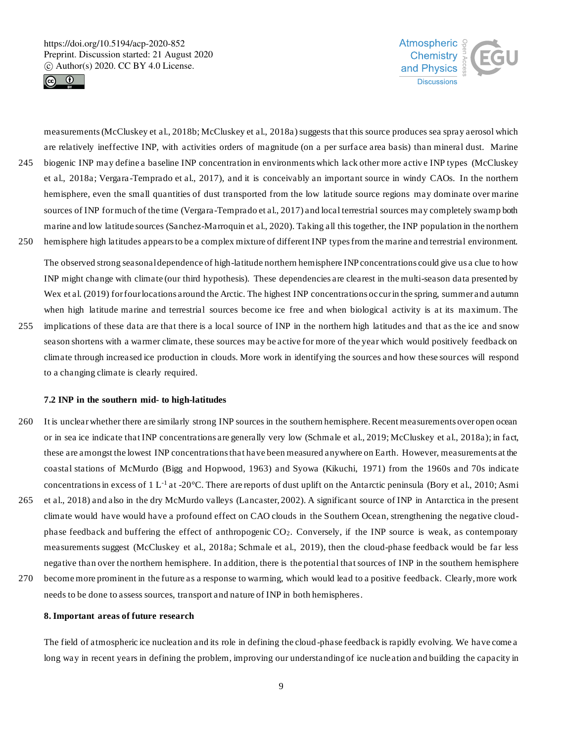measurements (McCluskey et al., 2018b; McCluskey et al., 2018a) suggests that this source produces sea spray aerosol which are relatively ineffective INP, with activities orders of magnitude (on a per surface area basis) than mineral dust. Marine biogenic INP may define a baseline INP concentration in environments which lack other more active INP types (McCluskey et al., 2018a; Vergara-Temprado et al., 2017), and it is conceivably an important source in windy CAOs. In the northern hemisphere, even the small quantities of dust transported from the low latitude source regions may dominate over marine sources of INP for much of the time (Vergara-Temprado et al., 2017) and local terrestrial sources may completely swamp both marine and low latitude sources (Sanchez-Marroquin et al., 2020). Taking all this together, the INP population in the northern hemisphere high latitudes appears to be a complex mixture of different INP types from the marine and terrestrial environment.

The observed strong seasonal dependence of high-latitude northern hemisphere INP concentrations could give us a clue to how INP might change with climate (our third hypothesis). These dependencies are clearest in the multi-season data presented by Wex et al. (2019) for four locations around the Arctic. The highest INP concentrations occur in the spring, summer and autumn when high latitude marine and terrestrial sources become ice free and when biological activity is at its maximum. The implications of these data are that there is a local source of INP in the northern high latitudes and that as the ice and snow season shortens with a warmer climate, these sources may be active for more of the year which would positively feedback on climate through increased ice production in clouds. More work in identifying the sources and how these sources will respond to a changing climate is clearly required.

### 7.2 INP in the southern mid- to high-latitudes

It is unclear whether there are similarly strong INP sources in the southern hemisphere. Recent measurements over open ocean or in sea ice indicate that INP concentrations are generally very low (Schmale et al., 2019; McCluskey et al., 2018a); in fact, these are amongst the lowest INP concentrations that have been measured anywhere on Earth. However, measurements at the coastal stations of McMurdo (Bigg and Hopwood, 1963) and Syowa (Kikuchi, 1971) from the 1960s and 70s indicate concentrations in excess of 1 $L^{-1}$ at -20°C. There are reports of dust uplift on the Antarctic peninsula (Bory et al., 2010; Asmi et al., 2018) and also in the dry McMurdo valleys (Lancaster, 2002). A significant source of INP in Antarctica in the present climate would have would have a profound effect on CAO clouds in the Southern Ocean, strengthening the negative cloud-phase feedback and buffering the effect of anthropogenic $CO_2$. Conversely, if the INP source is weak, as contemporary measurements suggest (McCluskey et al., 2018a; Schmale et al., 2019), then the cloud-phase feedback would be far less negative than over the northern hemisphere. In addition, there is the potential that sources of INP in the southern hemisphere become more prominent in the future as a response to warming, which would lead to a positive feedback. Clearly, more work needs to be done to assess sources, transport and nature of INP in both hemispheres.

## 8. Important areas of future research

The field of atmospheric ice nucleation and its role in defining the cloud-phase feedback is rapidly evolving. We have come a long way in recent years in defining the problem, improving our understanding of ice nucleation and building the capacity in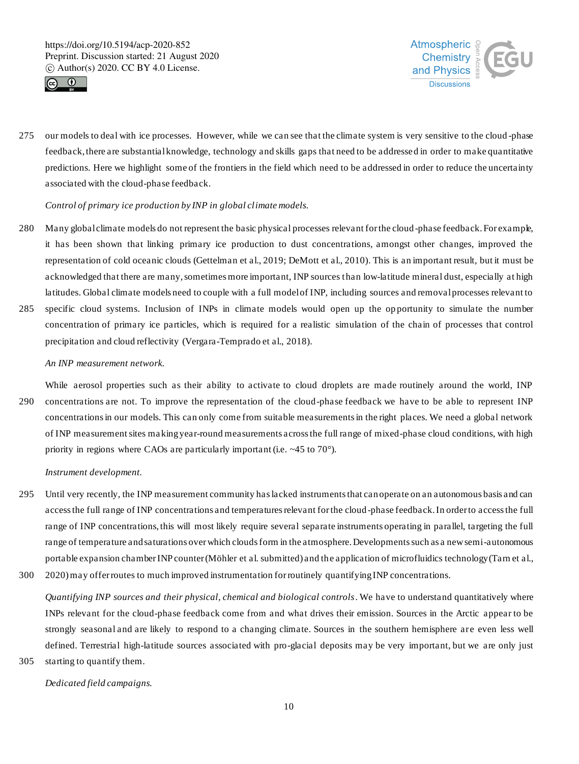our models to deal with ice processes. However, while we can see that the climate system is very sensitive to the cloud-phase feedback, there are substantial knowledge, technology and skills gaps that need to be addressed in order to make quantitative predictions. Here we highlight some of the frontiers in the field which need to be addressed in order to reduce the uncertainty associated with the cloud-phase feedback.

*Control of primary ice production by INP in global climate models.*

Many global climate models do not represent the basic physical processes relevant for the cloud-phase feedback. For example, it has been shown that linking primary ice production to dust concentrations, amongst other changes, improved the representation of cold oceanic clouds (Gettelman et al., 2019; DeMott et al., 2010). This is an important result, but it must be acknowledged that there are many, sometimes more important, INP sources than low-latitude mineral dust, especially at high latitudes. Global climate models need to couple with a full model of INP, including sources and removal processes relevant to specific cloud systems. Inclusion of INPs in climate models would open up the opportunity to simulate the number concentration of primary ice particles, which is required for a realistic simulation of the chain of processes that control precipitation and cloud reflectivity (Vergara-Temprado et al., 2018).

*An INP measurement network.*

While aerosol properties such as their ability to activate to cloud droplets are made routinely around the world, INP concentrations are not. To improve the representation of the cloud-phase feedback we have to be able to represent INP concentrations in our models. This can only come from suitable measurements in the right places. We need a global network of INP measurement sites making year-round measurements across the full range of mixed-phase cloud conditions, with high priority in regions where CAOs are particularly important (i.e. ~45 to 70°).

*Instrument development.*

Until very recently, the INP measurement community has lacked instruments that can operate on an autonomous basis and can access the full range of INP concentrations and temperatures relevant for the cloud-phase feedback. In order to access the full range of INP concentrations, this will most likely require several separate instruments operating in parallel, targeting the full range of temperature and saturations over which clouds form in the atmosphere. Developments such as a new semi-autonomous portable expansion chamber INP counter (Möhler et al. submitted) and the application of microfluidics technology (Tarn et al., 2020) may offer routes to much improved instrumentation for routinely quantifying INP concentrations.

*Quantifying INP sources and their physical, chemical and biological controls*. We have to understand quantitatively where INPs relevant for the cloud-phase feedback come from and what drives their emission. Sources in the Arctic appear to be strongly seasonal and are likely to respond to a changing climate. Sources in the southern hemisphere are even less well defined. Terrestrial high-latitude sources associated with pro-glacial deposits may be very important, but we are only just starting to quantify them.

*Dedicated field campaigns.*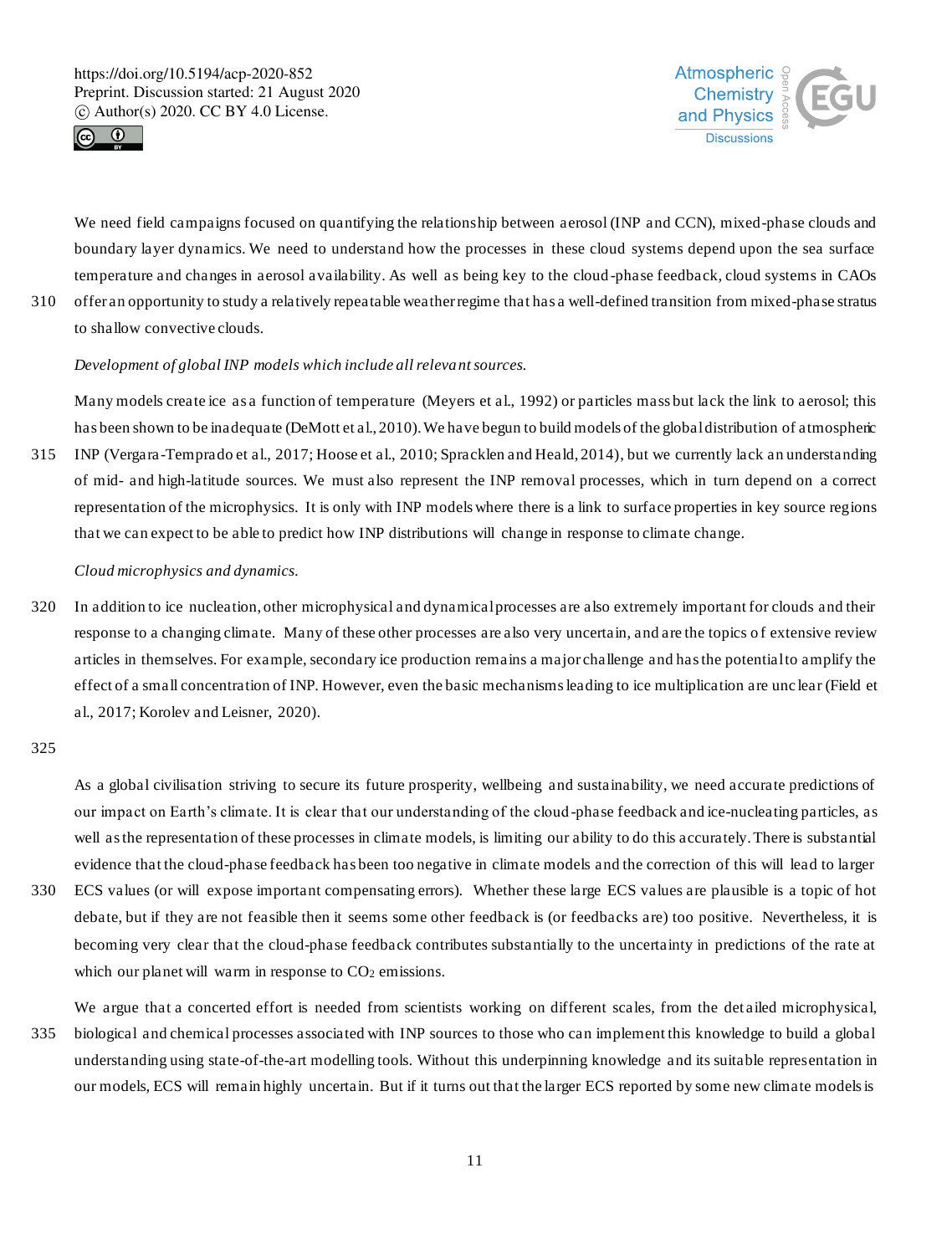We need field campaigns focused on quantifying the relationship between aerosol (INP and CCN), mixed-phase clouds and boundary layer dynamics. We need to understand how the processes in these cloud systems depend upon the sea surface temperature and changes in aerosol availability. As well as being key to the cloud-phase feedback, cloud systems in CAOs offer an opportunity to study a relatively repeatable weather regime that has a well-defined transition from mixed-phase stratus to shallow convective clouds.

*Development of global INP models which include all relevant sources.*

Many models create ice as a function of temperature (Meyers et al., 1992) or particles mass but lack the link to aerosol; this has been shown to be inadequate (DeMott et al., 2010). We have begun to build models of the global distribution of atmospheric INP (Vergara-Temprado et al., 2017; Hoose et al., 2010; Spracklen and Heald, 2014), but we currently lack an understanding of mid- and high-latitude sources. We must also represent the INP removal processes, which in turn depend on a correct representation of the microphysics. It is only with INP models where there is a link to surface properties in key source regions that we can expect to be able to predict how INP distributions will change in response to climate change.

*Cloud microphysics and dynamics.*

In addition to ice nucleation, other microphysical and dynamical processes are also extremely important for clouds and their response to a changing climate. Many of these other processes are also very uncertain, and are the topics of extensive review articles in themselves. For example, secondary ice production remains a major challenge and has the potential to amplify the effect of a small concentration of INP. However, even the basic mechanisms leading to ice multiplication are unclear (Field et al., 2017; Korolev and Leisner, 2020).

As a global civilisation striving to secure its future prosperity, wellbeing and sustainability, we need accurate predictions of our impact on Earth's climate. It is clear that our understanding of the cloud-phase feedback and ice-nucleating particles, as well as the representation of these processes in climate models, is limiting our ability to do this accurately. There is substantial evidence that the cloud-phase feedback has been too negative in climate models and the correction of this will lead to larger ECS values (or will expose important compensating errors). Whether these large ECS values are plausible is a topic of hot debate, but if they are not feasible then it seems some other feedback is (or feedbacks are) too positive. Nevertheless, it is becoming very clear that the cloud-phase feedback contributes substantially to the uncertainty in predictions of the rate at which our planet will warm in response to $CO_2$ emissions.

We argue that a concerted effort is needed from scientists working on different scales, from the detailed microphysical, biological and chemical processes associated with INP sources to those who can implement this knowledge to build a global understanding using state-of-the-art modelling tools. Without this underpinning knowledge and its suitable representation in our models, ECS will remain highly uncertain. But if it turns out that the larger ECS reported by some new climate models is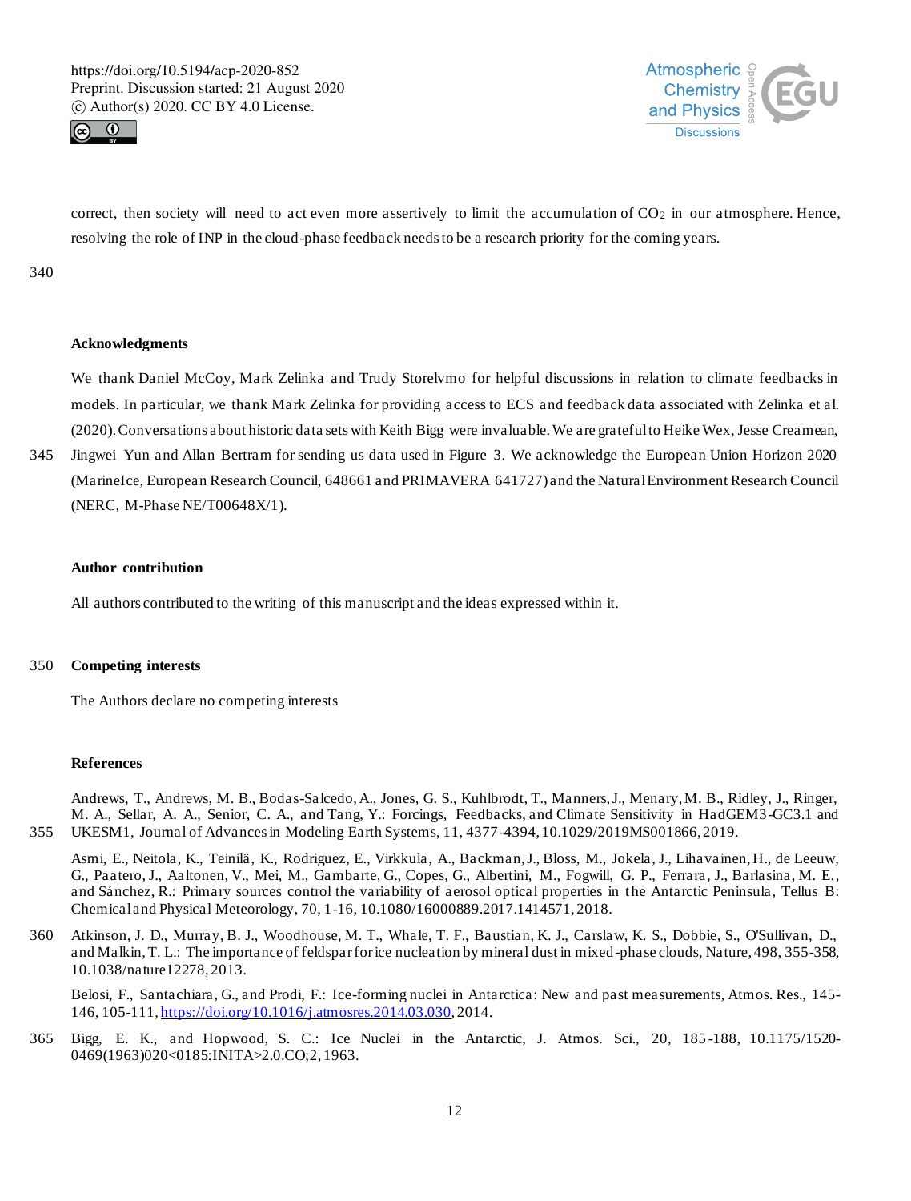correct, then society will need to act even more assertively to limit the accumulation of $CO_2$ in our atmosphere. Hence, resolving the role of INP in the cloud-phase feedback needs to be a research priority for the coming years.

## Acknowledgments

We thank Daniel McCoy, Mark Zelinka and Trudy Storelvmo for helpful discussions in relation to climate feedbacks in models. In particular, we thank Mark Zelinka for providing access to ECS and feedback data associated with Zelinka et al. (2020). Conversations about historic data sets with Keith Bigg were invaluable. We are grateful to Heike Wex, Jesse Creamean, Jingwei Yun and Allan Bertram for sending us data used in Figure 3. We acknowledge the European Union Horizon 2020 (MarineIce, European Research Council, 648661 and PRIMAVERA 641727) and the Natural Environment Research Council (NERC, M-Phase NE/T00648X/1).

## Author contribution

All authors contributed to the writing of this manuscript and the ideas expressed within it.

## Competing interests

The Authors declare no competing interests

## References

Andrews, T., Andrews, M. B., Bodas-Salcedo, A., Jones, G. S., Kuhlbrodt, T., Manners, J., Menary, M. B., Ridley, J., Ringer, M. A., Sellar, A. A., Senior, C. A., and Tang, Y.: Forcings, Feedbacks, and Climate Sensitivity in HadGEM3-GC3.1 and UKESM1, Journal of Advances in Modeling Earth Systems, 11, 4377-4394, 10.1029/2019MS001866, 2019.

Asmi, E., Neitola, K., Teinilä, K., Rodriguez, E., Virkkula, A., Backman, J., Bloss, M., Jokela, J., Lihavainen, H., de Leeuw, G., Paatero, J., Aaltonen, V., Mei, M., Gambarte, G., Copes, G., Albertini, M., Fogwill, G. P., Ferrara, J., Barlasina, M. E., and Sánchez, R.: Primary sources control the variability of aerosol optical properties in the Antarctic Peninsula, Tellus B: Chemical and Physical Meteorology, 70, 1-16, 10.1080/16000889.2017.1414571, 2018.

Atkinson, J. D., Murray, B. J., Woodhouse, M. T., Whale, T. F., Baustian, K. J., Carslaw, K. S., Dobbie, S., O'Sullivan, D., and Malkin, T. L.: The importance of feldspar for ice nucleation by mineral dust in mixed-phase clouds, Nature, 498, 355-358, 10.1038/nature12278, 2013.

Belosi, F., Santachiara, G., and Prodi, F.: Ice-forming nuclei in Antarctica: New and past measurements, Atmos. Res., 145-146, 105-111, https://doi.org/10.1016/j.atmosres.2014.03.030, 2014.

Bigg, E. K., and Hopwood, S. C.: Ice Nuclei in the Antarctic, J. Atmos. Sci., 20, 185-188, 10.1175/1520-0469(1963)020<0185:INITA>2.0.CO;2, 1963.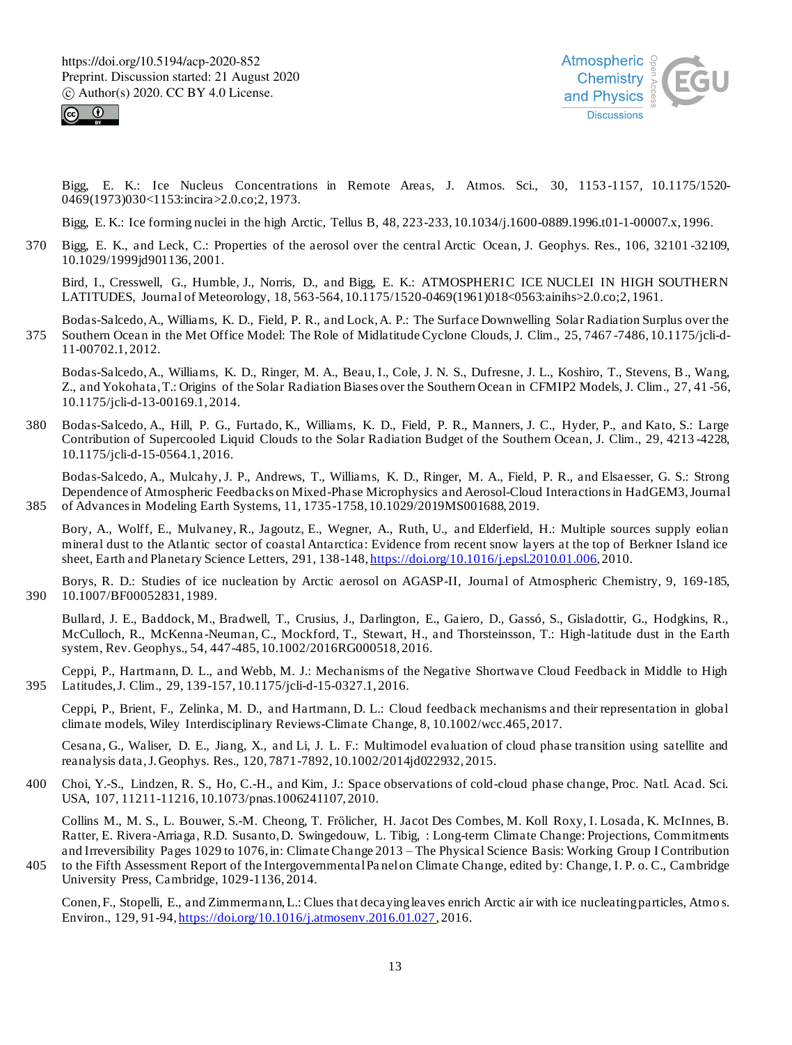Bigg, E. K.: Ice Nucleus Concentrations in Remote Areas, J. Atmos. Sci., 30, 1153-1157, 10.1175/1520-0469(1973)030<1153:incira>2.0.co;2, 1973.

Bigg, E. K.: Ice forming nuclei in the high Arctic, Tellus B, 48, 223-233, 10.1034/j.1600-0889.1996.t01-1-00007.x, 1996.

Bigg, E. K., and Leck, C.: Properties of the aerosol over the central Arctic Ocean, J. Geophys. Res., 106, 32101-32109, 10.1029/1999jd901136, 2001.

Bird, I., Cresswell, G., Humble, J., Norris, D., and Bigg, E. K.: ATMOSPHERIC ICE NUCLEI IN HIGH SOUTHERN LATITUDES, Journal of Meteorology, 18, 563-564, 10.1175/1520-0469(1961)018<0563:ainihs>2.0.co;2, 1961.

Bodas-Salcedo, A., Williams, K. D., Field, P. R., and Lock, A. P.: The Surface Downwelling Solar Radiation Surplus over the Southern Ocean in the Met Office Model: The Role of Midlatitude Cyclone Clouds, J. Clim., 25, 7467-7486, 10.1175/jcli-d-11-00702.1, 2012.

Bodas-Salcedo, A., Williams, K. D., Ringer, M. A., Beau, I., Cole, J. N. S., Dufresne, J. L., Koshiro, T., Stevens, B., Wang, Z., and Yokohata, T.: Origins of the Solar Radiation Biases over the Southern Ocean in CFMIP2 Models, J. Clim., 27, 41-56, 10.1175/jcli-d-13-00169.1, 2014.

Bodas-Salcedo, A., Hill, P. G., Furtado, K., Williams, K. D., Field, P. R., Manners, J. C., Hyder, P., and Kato, S.: Large Contribution of Supercooled Liquid Clouds to the Solar Radiation Budget of the Southern Ocean, J. Clim., 29, 4213-4228, 10.1175/jcli-d-15-0564.1, 2016.

Bodas-Salcedo, A., Mulcahy, J. P., Andrews, T., Williams, K. D., Ringer, M. A., Field, P. R., and Elsaesser, G. S.: Strong Dependence of Atmospheric Feedbacks on Mixed-Phase Microphysics and Aerosol-Cloud Interactions in HadGEM3, Journal of Advances in Modeling Earth Systems, 11, 1735-1758, 10.1029/2019MS001688, 2019.

Bory, A., Wolff, E., Mulvaney, R., Jagoutz, E., Wegner, A., Ruth, U., and Elderfield, H.: Multiple sources supply eolian mineral dust to the Atlantic sector of coastal Antarctica: Evidence from recent snow layers at the top of Berkner Island ice sheet, Earth and Planetary Science Letters, 291, 138-148, https://doi.org/10.1016/j.epsl.2010.01.006, 2010.

Borys, R. D.: Studies of ice nucleation by Arctic aerosol on AGASP-II, Journal of Atmospheric Chemistry, 9, 169-185, 10.1007/BF00052831, 1989.

Bullard, J. E., Baddock, M., Bradwell, T., Crusius, J., Darlington, E., Gaiero, D., Gassó, S., Gisladottir, G., Hodgkins, R., McCulloch, R., McKenna-Neuman, C., Mockford, T., Stewart, H., and Thorsteinsson, T.: High-latitude dust in the Earth system, Rev. Geophys., 54, 447-485, 10.1002/2016RG000518, 2016.

Ceppi, P., Hartmann, D. L., and Webb, M. J.: Mechanisms of the Negative Shortwave Cloud Feedback in Middle to High Latitudes, J. Clim., 29, 139-157, 10.1175/jcli-d-15-0327.1, 2016.

Ceppi, P., Brient, F., Zelinka, M. D., and Hartmann, D. L.: Cloud feedback mechanisms and their representation in global climate models, Wiley Interdisciplinary Reviews-Climate Change, 8, 10.1002/wcc.465, 2017.

Cesana, G., Waliser, D. E., Jiang, X., and Li, J. L. F.: Multimodel evaluation of cloud phase transition using satellite and reanalysis data, J. Geophys. Res., 120, 7871-7892, 10.1002/2014jd022932, 2015.

Choi, Y.-S., Lindzen, R. S., Ho, C.-H., and Kim, J.: Space observations of cold-cloud phase change, Proc. Natl. Acad. Sci. USA, 107, 11211-11216, 10.1073/pnas.1006241107, 2010.

Collins M., M. S., L. Bouwer, S.-M. Cheong, T. Frölicher, H. Jacot Des Combes, M. Koll Roxy, I. Losada, K. McInnes, B. Ratter, E. Rivera-Arriaga, R.D. Susanto, D. Swingedouw, L. Tibig, : Long-term Climate Change: Projections, Commitments and Irreversibility Pages 1029 to 1076, in: Climate Change 2013 – The Physical Science Basis: Working Group I Contribution to the Fifth Assessment Report of the Intergovernmental Panel on Climate Change, edited by: Change, I. P. o. C., Cambridge University Press, Cambridge, 1029-1136, 2014.

Conen, F., Stopelli, E., and Zimmermann, L.: Clues that decaying leaves enrich Arctic air with ice nucleating particles, Atmos. Environ., 129, 91-94, https://doi.org/10.1016/j.atmosenv.2016.01.027, 2016.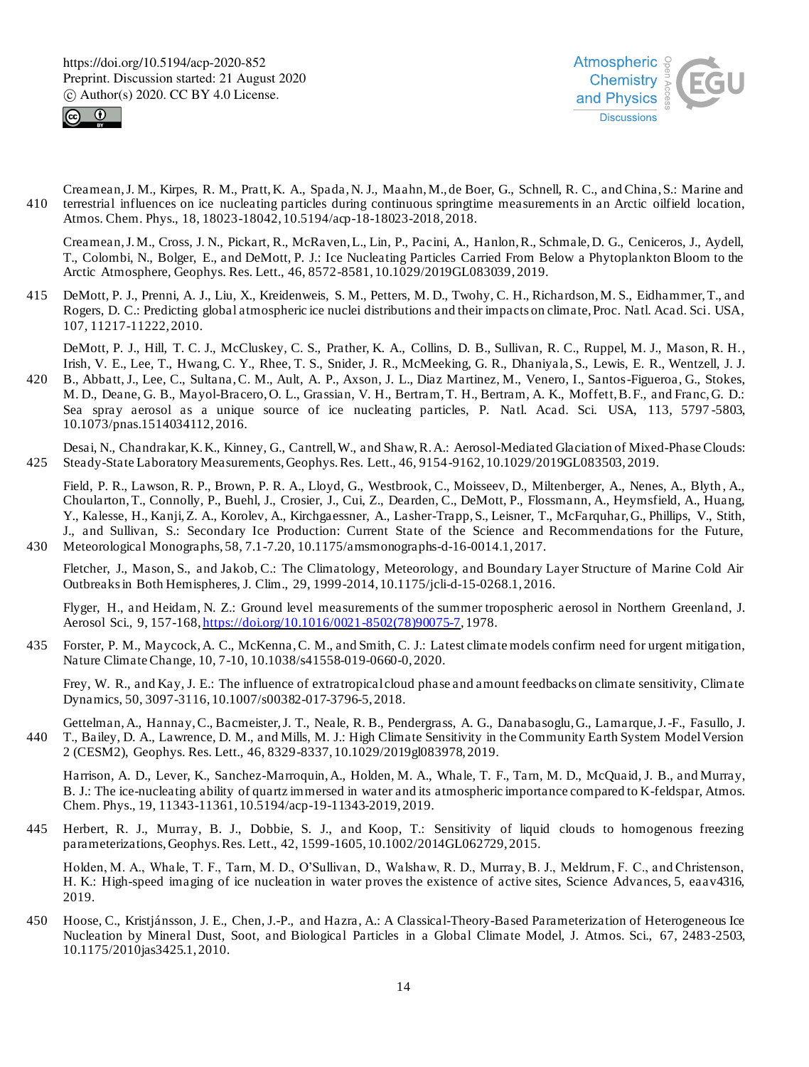Creamean, J. M., Kirpes, R. M., Pratt, K. A., Spada, N. J., Maahn, M., de Boer, G., Schnell, R. C., and China, S.: Marine and terrestrial influences on ice nucleating particles during continuous springtime measurements in an Arctic oilfield location, Atmos. Chem. Phys., 18, 18023-18042, 10.5194/acp-18-18023-2018, 2018.

Creamean, J. M., Cross, J. N., Pickart, R., McRaven, L., Lin, P., Pacini, A., Hanlon, R., Schmale, D. G., Ceniceros, J., Aydell, T., Colombi, N., Bolger, E., and DeMott, P. J.: Ice Nucleating Particles Carried From Below a Phytoplankton Bloom to the Arctic Atmosphere, Geophys. Res. Lett., 46, 8572-8581, 10.1029/2019GL083039, 2019.

DeMott, P. J., Prenni, A. J., Liu, X., Kreidenweis, S. M., Petters, M. D., Twohy, C. H., Richardson, M. S., Eidhammer, T., and Rogers, D. C.: Predicting global atmospheric ice nuclei distributions and their impacts on climate, Proc. Natl. Acad. Sci. USA, 107, 11217-11222, 2010.

DeMott, P. J., Hill, T. C. J., McCluskey, C. S., Prather, K. A., Collins, D. B., Sullivan, R. C., Ruppel, M. J., Mason, R. H., Irish, V. E., Lee, T., Hwang, C. Y., Rhee, T. S., Snider, J. R., McMeeking, G. R., Dhaniyala, S., Lewis, E. R., Wentzell, J. J. B., Abbatt, J., Lee, C., Sultana, C. M., Ault, A. P., Axson, J. L., Diaz Martinez, M., Venero, I., Santos-Figueroa, G., Stokes, M. D., Deane, G. B., Mayol-Bracero, O. L., Grassian, V. H., Bertram, T. H., Bertram, A. K., Moffett, B. F., and Franc, G. D.: Sea spray aerosol as a unique source of ice nucleating particles, P. Natl. Acad. Sci. USA, 113, 5797-5803, 10.1073/pnas.1514034112, 2016.

Desai, N., Chandrakar, K. K., Kinney, G., Cantrell, W., and Shaw, R. A.: Aerosol-Mediated Glaciation of Mixed-Phase Clouds: Steady-State Laboratory Measurements, Geophys. Res. Lett., 46, 9154-9162, 10.1029/2019GL083503, 2019.

Field, P. R., Lawson, R. P., Brown, P. R. A., Lloyd, G., Westbrook, C., Moisseev, D., Miltenberger, A., Nenes, A., Blyth, A., Choularton, T., Connolly, P., Buehl, J., Crosier, J., Cui, Z., Dearden, C., DeMott, P., Flossmann, A., Heymsfield, A., Huang, Y., Kalesse, H., Kanji, Z. A., Korolev, A., Kirchgaessner, A., Lasher-Trapp, S., Leisner, T., McFarquhar, G., Phillips, V., Stith, J., and Sullivan, S.: Secondary Ice Production: Current State of the Science and Recommendations for the Future, Meteorological Monographs, 58, 7.1-7.20, 10.1175/amsmonographs-d-16-0014.1, 2017.

Fletcher, J., Mason, S., and Jakob, C.: The Climatology, Meteorology, and Boundary Layer Structure of Marine Cold Air Outbreaks in Both Hemispheres, J. Clim., 29, 1999-2014, 10.1175/jcli-d-15-0268.1, 2016.

Flyger, H., and Heidam, N. Z.: Ground level measurements of the summer tropospheric aerosol in Northern Greenland, J. Aerosol Sci., 9, 157-168, https://doi.org/10.1016/0021-8502(78)90075-7, 1978.

Forster, P. M., Maycock, A. C., McKenna, C. M., and Smith, C. J.: Latest climate models confirm need for urgent mitigation, Nature Climate Change, 10, 7-10, 10.1038/s41558-019-0660-0, 2020.

Frey, W. R., and Kay, J. E.: The influence of extratropical cloud phase and amount feedbacks on climate sensitivity, Climate Dynamics, 50, 3097-3116, 10.1007/s00382-017-3796-5, 2018.

Gettelman, A., Hannay, C., Bacmeister, J. T., Neale, R. B., Pendergrass, A. G., Danabasoglu, G., Lamarque, J.-F., Fasullo, J. T., Bailey, D. A., Lawrence, D. M., and Mills, M. J.: High Climate Sensitivity in the Community Earth System Model Version 2 (CESM2), Geophys. Res. Lett., 46, 8329-8337, 10.1029/2019gl083978, 2019.

Harrison, A. D., Lever, K., Sanchez-Marroquin, A., Holden, M. A., Whale, T. F., Tarn, M. D., McQuaid, J. B., and Murray, B. J.: The ice-nucleating ability of quartz immersed in water and its atmospheric importance compared to K-feldspar, Atmos. Chem. Phys., 19, 11343-11361, 10.5194/acp-19-11343-2019, 2019.

Herbert, R. J., Murray, B. J., Dobbie, S. J., and Koop, T.: Sensitivity of liquid clouds to homogenous freezing parameterizations, Geophys. Res. Lett., 42, 1599-1605, 10.1002/2014GL062729, 2015.

Holden, M. A., Whale, T. F., Tarn, M. D., O'Sullivan, D., Walshaw, R. D., Murray, B. J., Meldrum, F. C., and Christenson, H. K.: High-speed imaging of ice nucleation in water proves the existence of active sites, Science Advances, 5, eaav4316, 2019.

Hoose, C., Kristjánsson, J. E., Chen, J.-P., and Hazra, A.: A Classical-Theory-Based Parameterization of Heterogeneous Ice Nucleation by Mineral Dust, Soot, and Biological Particles in a Global Climate Model, J. Atmos. Sci., 67, 2483-2503, 10.1175/2010jas3425.1, 2010.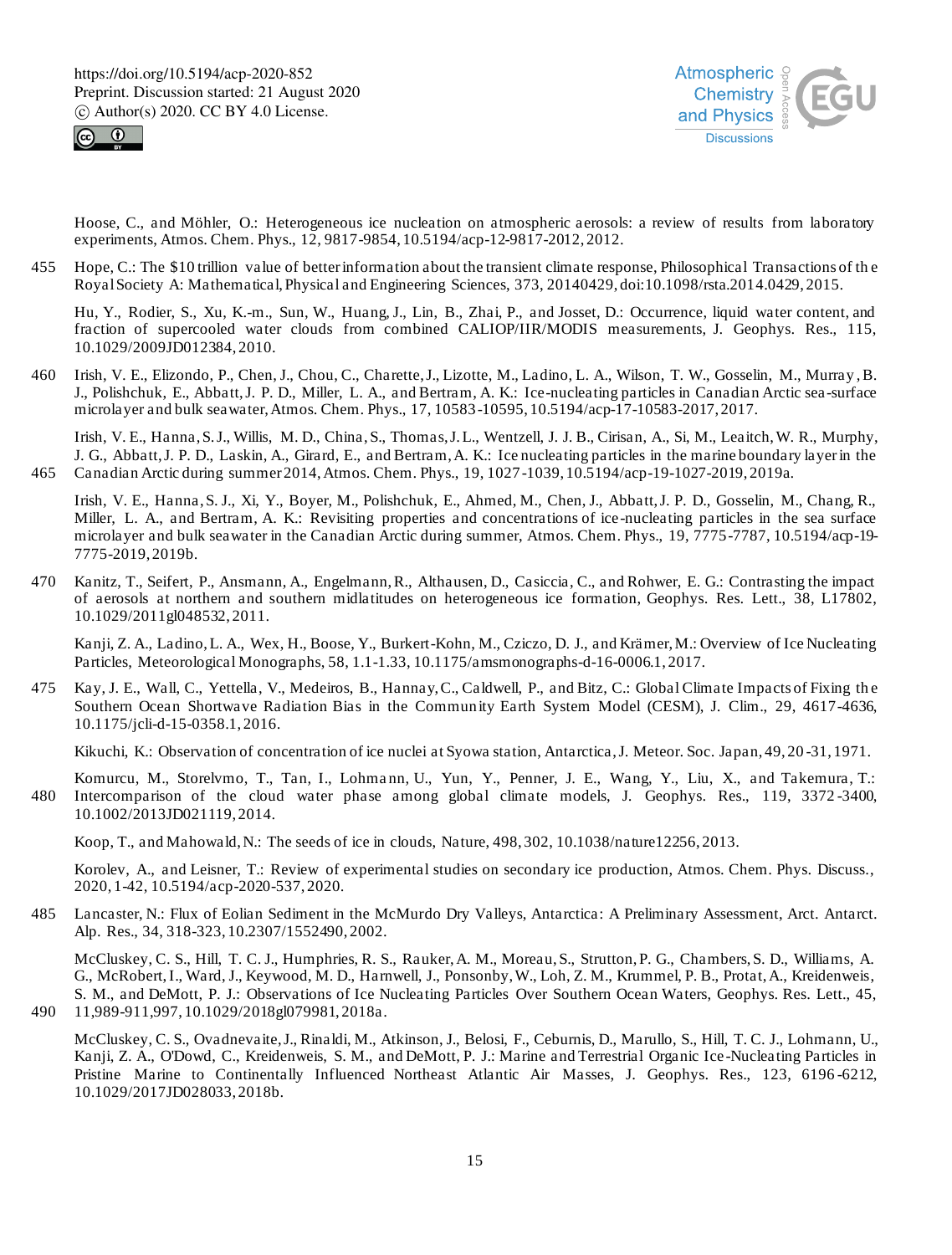Hoose, C., and Möhler, O.: Heterogeneous ice nucleation on atmospheric aerosols: a review of results from laboratory experiments, Atmos. Chem. Phys., 12, 9817-9854, 10.5194/acp-12-9817-2012, 2012.

Hope, C.: The $10 trillion value of better information about the transient climate response, Philosophical Transactions of the Royal Society A: Mathematical, Physical and Engineering Sciences, 373, 20140429, doi:10.1098/rsta.2014.0429, 2015.

Hu, Y., Rodier, S., Xu, K.-m., Sun, W., Huang, J., Lin, B., Zhai, P., and Josset, D.: Occurrence, liquid water content, and fraction of supercooled water clouds from combined CALIOP/IIR/MODIS measurements, J. Geophys. Res., 115, 10.1029/2009JD012384, 2010.

Irish, V. E., Elizondo, P., Chen, J., Chou, C., Charette, J., Lizotte, M., Ladino, L. A., Wilson, T. W., Gosselin, M., Murray, B. J., Polishchuk, E., Abbatt, J. P. D., Miller, L. A., and Bertram, A. K.: Ice-nucleating particles in Canadian Arctic sea-surface microlayer and bulk seawater, Atmos. Chem. Phys., 17, 10583-10595, 10.5194/acp-17-10583-2017, 2017.

Irish, V. E., Hanna, S. J., Willis, M. D., China, S., Thomas, J. L., Wentzell, J. J. B., Cirisan, A., Si, M., Leaitch, W. R., Murphy, J. G., Abbatt, J. P. D., Laskin, A., Girard, E., and Bertram, A. K.: Ice nucleating particles in the marine boundary layer in the Canadian Arctic during summer 2014, Atmos. Chem. Phys., 19, 1027-1039, 10.5194/acp-19-1027-2019, 2019a.

Irish, V. E., Hanna, S. J., Xi, Y., Boyer, M., Polishchuk, E., Ahmed, M., Chen, J., Abbatt, J. P. D., Gosselin, M., Chang, R., Miller, L. A., and Bertram, A. K.: Revisiting properties and concentrations of ice-nucleating particles in the sea surface microlayer and bulk seawater in the Canadian Arctic during summer, Atmos. Chem. Phys., 19, 7775-7787, 10.5194/acp-19-7775-2019, 2019b.

Kanitz, T., Seifert, P., Ansmann, A., Engelmann, R., Althausen, D., Casiccia, C., and Rohwer, E. G.: Contrasting the impact of aerosols at northern and southern midlatitudes on heterogeneous ice formation, Geophys. Res. Lett., 38, L17802, 10.1029/2011gl048532, 2011.

Kanji, Z. A., Ladino, L. A., Wex, H., Boose, Y., Burkert-Kohn, M., Cziczo, D. J., and Krämer, M.: Overview of Ice Nucleating Particles, Meteorological Monographs, 58, 1.1-1.33, 10.1175/amsmonographs-d-16-0006.1, 2017.

Kay, J. E., Wall, C., Yettella, V., Medeiros, B., Hannay, C., Caldwell, P., and Bitz, C.: Global Climate Impacts of Fixing the Southern Ocean Shortwave Radiation Bias in the Community Earth System Model (CESM), J. Clim., 29, 4617-4636, 10.1175/jcli-d-15-0358.1, 2016.

Kikuchi, K.: Observation of concentration of ice nuclei at Syowa station, Antarctica, J. Meteor. Soc. Japan, 49, 20-31, 1971.

Komurcu, M., Storelvmo, T., Tan, I., Lohmann, U., Yun, Y., Penner, J. E., Wang, Y., Liu, X., and Takemura, T.: Intercomparison of the cloud water phase among global climate models, J. Geophys. Res., 119, 3372-3400, 10.1002/2013JD021119, 2014.

Koop, T., and Mahowald, N.: The seeds of ice in clouds, Nature, 498, 302, 10.1038/nature12256, 2013.

Korolev, A., and Leisner, T.: Review of experimental studies on secondary ice production, Atmos. Chem. Phys. Discuss., 2020, 1-42, 10.5194/acp-2020-537, 2020.

Lancaster, N.: Flux of Eolian Sediment in the McMurdo Dry Valleys, Antarctica: A Preliminary Assessment, Arct. Antarct. Alp. Res., 34, 318-323, 10.2307/1552490, 2002.

McCluskey, C. S., Hill, T. C. J., Humphries, R. S., Rauker, A. M., Moreau, S., Strutton, P. G., Chambers, S. D., Williams, A. G., McRobert, I., Ward, J., Keywood, M. D., Harnwell, J., Ponsonby, W., Loh, Z. M., Krummel, P. B., Protat, A., Kreidenweis, S. M., and DeMott, P. J.: Observations of Ice Nucleating Particles Over Southern Ocean Waters, Geophys. Res. Lett., 45, 11,989-911,997, 10.1029/2018gl079981, 2018a.

McCluskey, C. S., Ovadnevaite, J., Rinaldi, M., Atkinson, J., Belosi, F., Ceburnis, D., Marullo, S., Hill, T. C. J., Lohmann, U., Kanji, Z. A., O'Dowd, C., Kreidenweis, S. M., and DeMott, P. J.: Marine and Terrestrial Organic Ice-Nucleating Particles in Pristine Marine to Continentally Influenced Northeast Atlantic Air Masses, J. Geophys. Res., 123, 6196-6212, 10.1029/2017JD028033, 2018b.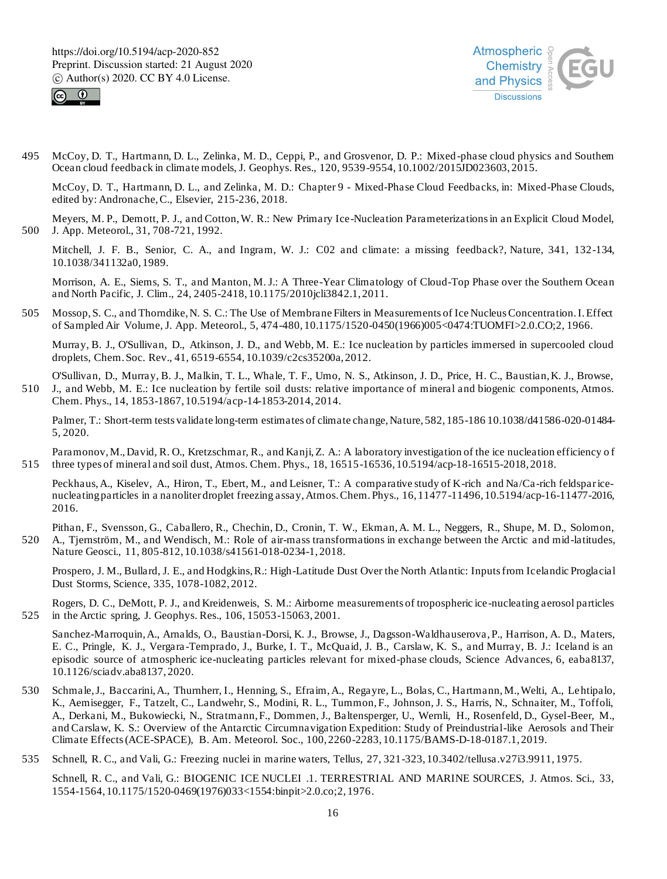McCoy, D. T., Hartmann, D. L., Zelinka, M. D., Ceppi, P., and Grosvenor, D. P.: Mixed-phase cloud physics and Southern Ocean cloud feedback in climate models, J. Geophys. Res., 120, 9539-9554, 10.1002/2015JD023603, 2015.

McCoy, D. T., Hartmann, D. L., and Zelinka, M. D.: Chapter 9 - Mixed-Phase Cloud Feedbacks, in: Mixed-Phase Clouds, edited by: Andronache, C., Elsevier, 215-236, 2018.

Meyers, M. P., Demott, P. J., and Cotton, W. R.: New Primary Ice-Nucleation Parameterizations in an Explicit Cloud Model, J. App. Meteorol., 31, 708-721, 1992.

Mitchell, J. F. B., Senior, C. A., and Ingram, W. J.: C02 and climate: a missing feedback?, Nature, 341, 132-134, 10.1038/341132a0, 1989.

Morrison, A. E., Siems, S. T., and Manton, M. J.: A Three-Year Climatology of Cloud-Top Phase over the Southern Ocean and North Pacific, J. Clim., 24, 2405-2418, 10.1175/2010jcli3842.1, 2011.

Mossop, S. C., and Thorndike, N. S. C.: The Use of Membrane Filters in Measurements of Ice Nucleus Concentration. I. Effect of Sampled Air Volume, J. App. Meteorol., 5, 474-480, 10.1175/1520-0450(1966)005<0474:TUOMFI>2.0.CO;2, 1966.

Murray, B. J., O'Sullivan, D., Atkinson, J. D., and Webb, M. E.: Ice nucleation by particles immersed in supercooled cloud droplets, Chem. Soc. Rev., 41, 6519-6554, 10.1039/c2cs35200a, 2012.

O'Sullivan, D., Murray, B. J., Malkin, T. L., Whale, T. F., Umo, N. S., Atkinson, J. D., Price, H. C., Baustian, K. J., Browse, J., and Webb, M. E.: Ice nucleation by fertile soil dusts: relative importance of mineral and biogenic components, Atmos. Chem. Phys., 14, 1853-1867, 10.5194/acp-14-1853-2014, 2014.

Palmer, T.: Short-term tests validate long-term estimates of climate change, Nature, 582, 185-186 10.1038/d41586-020-01484-5, 2020.

Paramonov, M., David, R. O., Kretzschmar, R., and Kanji, Z. A.: A laboratory investigation of the ice nucleation efficiency of three types of mineral and soil dust, Atmos. Chem. Phys., 18, 16515-16536, 10.5194/acp-18-16515-2018, 2018.

Peckhaus, A., Kiselev, A., Hiron, T., Ebert, M., and Leisner, T.: A comparative study of K-rich and Na/Ca-rich feldspar ice-nucleating particles in a nanoliter droplet freezing assay, Atmos. Chem. Phys., 16, 11477-11496, 10.5194/acp-16-11477-2016, 2016.

Pithan, F., Svensson, G., Caballero, R., Chechin, D., Cronin, T. W., Ekman, A. M. L., Neggers, R., Shupe, M. D., Solomon, A., Tjernström, M., and Wendisch, M.: Role of air-mass transformations in exchange between the Arctic and mid-latitudes, Nature Geosci., 11, 805-812, 10.1038/s41561-018-0234-1, 2018.

Prospero, J. M., Bullard, J. E., and Hodgkins, R.: High-Latitude Dust Over the North Atlantic: Inputs from Icelandic Proglacial Dust Storms, Science, 335, 1078-1082, 2012.

Rogers, D. C., DeMott, P. J., and Kreidenweis, S. M.: Airborne measurements of tropospheric ice-nucleating aerosol particles in the Arctic spring, J. Geophys. Res., 106, 15053-15063, 2001.

Sanchez-Marroquin, A., Arnalds, O., Baustian-Dorsi, K. J., Browse, J., Dagsson-Waldhauserova, P., Harrison, A. D., Maters, E. C., Pringle, K. J., Vergara-Temprado, J., Burke, I. T., McQuaid, J. B., Carslaw, K. S., and Murray, B. J.: Iceland is an episodic source of atmospheric ice-nucleating particles relevant for mixed-phase clouds, Science Advances, 6, eaba8137, 10.1126/sciadv.aba8137, 2020.

Schmale, J., Baccarini, A., Thurnherr, I., Henning, S., Efraim, A., Regayre, L., Bolas, C., Hartmann, M., Welti, A., Lehtipalo, K., Aemisegger, F., Tatzelt, C., Landwehr, S., Modini, R. L., Tummon, F., Johnson, J. S., Harris, N., Schnaiter, M., Toffoli, A., Derkani, M., Bukowiecki, N., Stratmann, F., Dommen, J., Baltensperger, U., Wernli, H., Rosenfeld, D., Gysel-Beer, M., and Carslaw, K. S.: Overview of the Antarctic Circumnavigation Expedition: Study of Preindustrial-like Aerosols and Their Climate Effects (ACE-SPACE), B. Am. Meteorol. Soc., 100, 2260-2283, 10.1175/BAMS-D-18-0187.1, 2019.

Schnell, R. C., and Vali, G.: Freezing nuclei in marine waters, Tellus, 27, 321-323, 10.3402/tellusa.v27i3.9911, 1975.

Schnell, R. C., and Vali, G.: BIOGENIC ICE NUCLEI .1. TERRESTRIAL AND MARINE SOURCES, J. Atmos. Sci., 33, 1554-1564, 10.1175/1520-0469(1976)033<1554:binpit>2.0.co;2, 1976.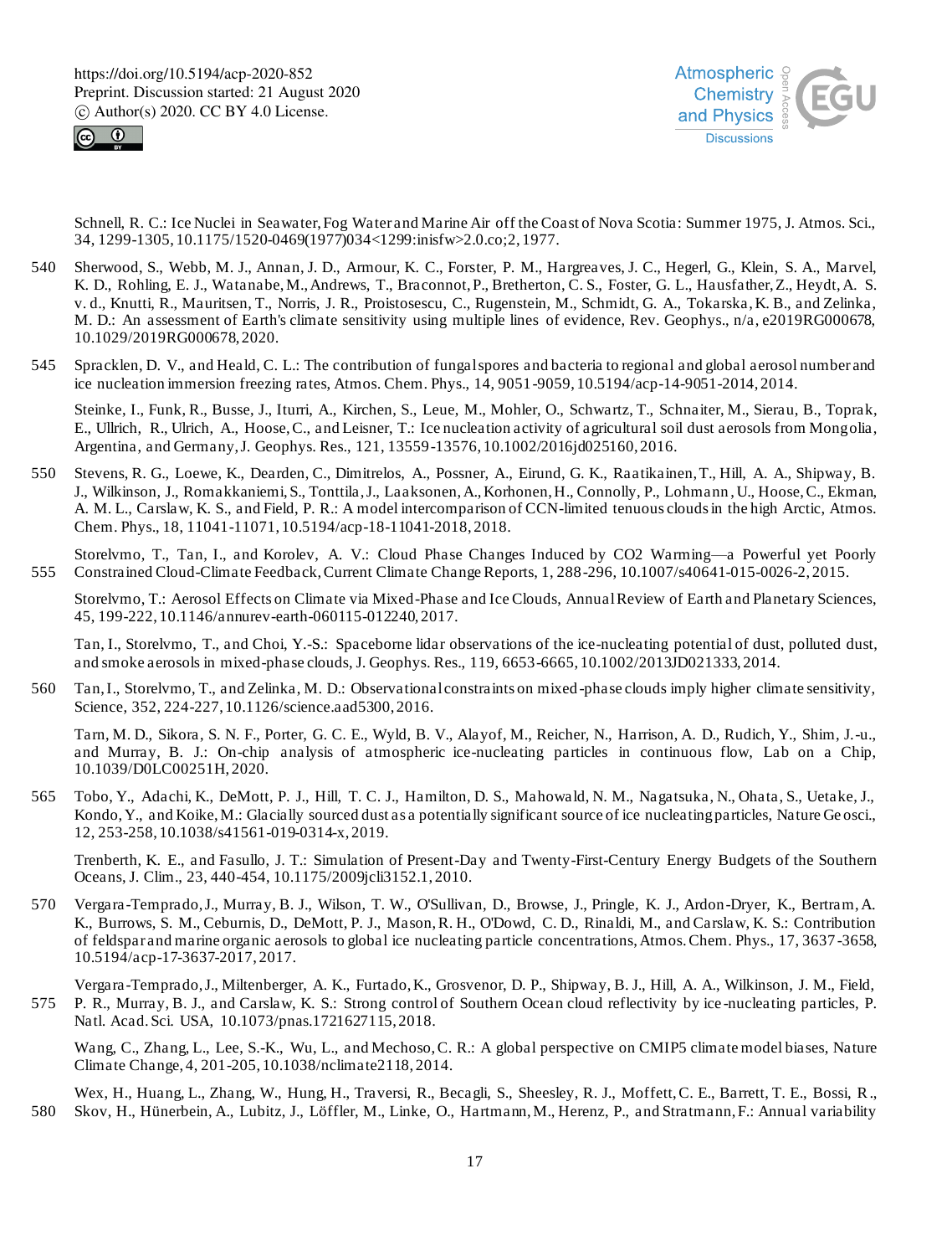Schnell, R. C.: Ice Nuclei in Seawater, Fog Water and Marine Air off the Coast of Nova Scotia: Summer 1975, J. Atmos. Sci., 34, 1299-1305, 10.1175/1520-0469(1977)034<1299:inisfw>2.0.co;2, 1977.

Sherwood, S., Webb, M. J., Annan, J. D., Armour, K. C., Forster, P. M., Hargreaves, J. C., Hegerl, G., Klein, S. A., Marvel, K. D., Rohling, E. J., Watanabe, M., Andrews, T., Braconnot, P., Bretherton, C. S., Foster, G. L., Hausfather, Z., Heydt, A. S. v. d., Knutti, R., Mauritsen, T., Norris, J. R., Proistosescu, C., Rugenstein, M., Schmidt, G. A., Tokarska, K. B., and Zelinka, M. D.: An assessment of Earth's climate sensitivity using multiple lines of evidence, Rev. Geophys., n/a, e2019RG000678, 10.1029/2019RG000678, 2020.

Spracklen, D. V., and Heald, C. L.: The contribution of fungal spores and bacteria to regional and global aerosol number and ice nucleation immersion freezing rates, Atmos. Chem. Phys., 14, 9051-9059, 10.5194/acp-14-9051-2014, 2014.

Steinke, I., Funk, R., Busse, J., Iturri, A., Kirchen, S., Leue, M., Mohler, O., Schwartz, T., Schnaiter, M., Sierau, B., Toprak, E., Ullrich, R., Ulrich, A., Hoose, C., and Leisner, T.: Ice nucleation activity of agricultural soil dust aerosols from Mongolia, Argentina, and Germany, J. Geophys. Res., 121, 13559-13576, 10.1002/2016jd025160, 2016.

Stevens, R. G., Loewe, K., Dearden, C., Dimitrelos, A., Possner, A., Eirund, G. K., Raatikainen, T., Hill, A. A., Shipway, B. J., Wilkinson, J., Romakkaniemi, S., Tonttila, J., Laaksonen, A., Korhonen, H., Connolly, P., Lohmann, U., Hoose, C., Ekman, A. M. L., Carslaw, K. S., and Field, P. R.: A model intercomparison of CCN-limited tenuous clouds in the high Arctic, Atmos. Chem. Phys., 18, 11041-11071, 10.5194/acp-18-11041-2018, 2018.

Storelvmo, T., Tan, I., and Korolev, A. V.: Cloud Phase Changes Induced by CO2 Warming—a Powerful yet Poorly Constrained Cloud-Climate Feedback, Current Climate Change Reports, 1, 288-296, 10.1007/s40641-015-0026-2, 2015.

Storelvmo, T.: Aerosol Effects on Climate via Mixed-Phase and Ice Clouds, Annual Review of Earth and Planetary Sciences, 45, 199-222, 10.1146/annurev-earth-060115-012240, 2017.

Tan, I., Storelvmo, T., and Choi, Y.-S.: Spaceborne lidar observations of the ice-nucleating potential of dust, polluted dust, and smoke aerosols in mixed-phase clouds, J. Geophys. Res., 119, 6653-6665, 10.1002/2013JD021333, 2014.

Tan, I., Storelvmo, T., and Zelinka, M. D.: Observational constraints on mixed-phase clouds imply higher climate sensitivity, Science, 352, 224-227, 10.1126/science.aad5300, 2016.

Tarn, M. D., Sikora, S. N. F., Porter, G. C. E., Wyld, B. V., Alayof, M., Reicher, N., Harrison, A. D., Rudich, Y., Shim, J.-u., and Murray, B. J.: On-chip analysis of atmospheric ice-nucleating particles in continuous flow, Lab on a Chip, 10.1039/D0LC00251H, 2020.

Tobo, Y., Adachi, K., DeMott, P. J., Hill, T. C. J., Hamilton, D. S., Mahowald, N. M., Nagatsuka, N., Ohata, S., Uetake, J., Kondo, Y., and Koike, M.: Glacially sourced dust as a potentially significant source of ice nucleating particles, Nature Geosci., 12, 253-258, 10.1038/s41561-019-0314-x, 2019.

Trenberth, K. E., and Fasullo, J. T.: Simulation of Present-Day and Twenty-First-Century Energy Budgets of the Southern Oceans, J. Clim., 23, 440-454, 10.1175/2009jcli3152.1, 2010.

Vergara-Temprado, J., Murray, B. J., Wilson, T. W., O'Sullivan, D., Browse, J., Pringle, K. J., Ardon-Dryer, K., Bertram, A. K., Burrows, S. M., Ceburnis, D., DeMott, P. J., Mason, R. H., O'Dowd, C. D., Rinaldi, M., and Carslaw, K. S.: Contribution of feldspar and marine organic aerosols to global ice nucleating particle concentrations, Atmos. Chem. Phys., 17, 3637-3658, 10.5194/acp-17-3637-2017, 2017.

Vergara-Temprado, J., Miltenberger, A. K., Furtado, K., Grosvenor, D. P., Shipway, B. J., Hill, A. A., Wilkinson, J. M., Field, P. R., Murray, B. J., and Carslaw, K. S.: Strong control of Southern Ocean cloud reflectivity by ice-nucleating particles, P. Natl. Acad. Sci. USA, 10.1073/pnas.1721627115, 2018.

Wang, C., Zhang, L., Lee, S.-K., Wu, L., and Mechoso, C. R.: A global perspective on CMIP5 climate model biases, Nature Climate Change, 4, 201-205, 10.1038/nclimate2118, 2014.

Wex, H., Huang, L., Zhang, W., Hung, H., Traversi, R., Becagli, S., Sheesley, R. J., Moffett, C. E., Barrett, T. E., Bossi, R., Skov, H., Hünerbein, A., Lubitz, J., Löffler, M., Linke, O., Hartmann, M., Herenz, P., and Stratmann, F.: Annual variability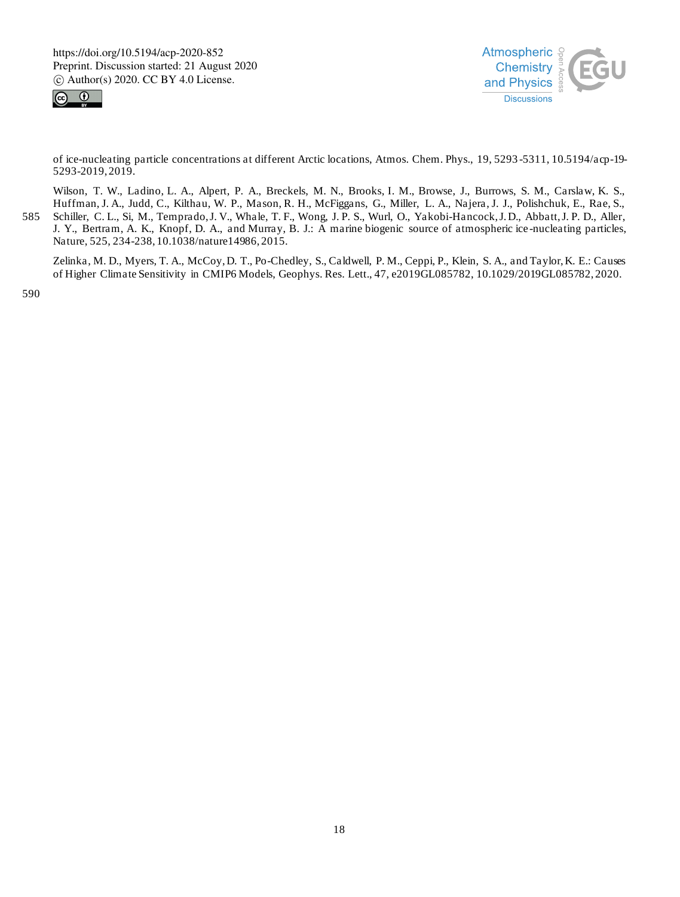of ice-nucleating particle concentrations at different Arctic locations, Atmos. Chem. Phys., 19, 5293-5311, 10.5194/acp-19-5293-2019, 2019.

Wilson, T. W., Ladino, L. A., Alpert, P. A., Breckels, M. N., Brooks, I. M., Browse, J., Burrows, S. M., Carslaw, K. S., Huffman, J. A., Judd, C., Kilthau, W. P., Mason, R. H., McFiggans, G., Miller, L. A., Najera, J. J., Polishchuk, E., Rae, S., Schiller, C. L., Si, M., Temprado, J. V., Whale, T. F., Wong, J. P. S., Wurl, O., Yakobi-Hancock, J. D., Abbatt, J. P. D., Aller, J. Y., Bertram, A. K., Knopf, D. A., and Murray, B. J.: A marine biogenic source of atmospheric ice-nucleating particles, Nature, 525, 234-238, 10.1038/nature14986, 2015.

Zelinka, M. D., Myers, T. A., McCoy, D. T., Po-Chedley, S., Caldwell, P. M., Ceppi, P., Klein, S. A., and Taylor, K. E.: Causes of Higher Climate Sensitivity in CMIP6 Models, Geophys. Res. Lett., 47, e2019GL085782, 10.1029/2019GL085782, 2020.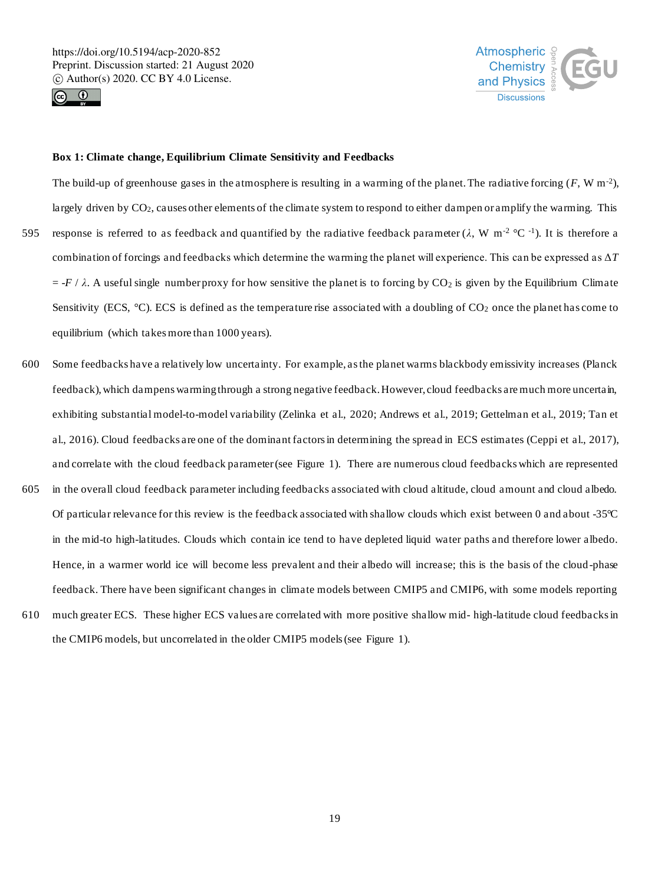**Box 1: Climate change, Equilibrium Climate Sensitivity and Feedbacks**

The build-up of greenhouse gases in the atmosphere is resulting in a warming of the planet. The radiative forcing ($F$, W m$^{-2}$), largely driven by $CO_2$, causes other elements of the climate system to respond to either dampen or amplify the warming. This response is referred to as feedback and quantified by the radiative feedback parameter ($\lambda$, W m$^{-2}$ °C$^{-1}$). It is therefore a combination of forcings and feedbacks which determine the warming the planet will experience. This can be expressed as $\Delta T = -F / \lambda$. A useful single number proxy for how sensitive the planet is to forcing by $CO_2$ is given by the Equilibrium Climate Sensitivity (ECS, °C). ECS is defined as the temperature rise associated with a doubling of $CO_2$ once the planet has come to equilibrium (which takes more than 1000 years).

Some feedbacks have a relatively low uncertainty. For example, as the planet warms blackbody emissivity increases (Planck feedback), which dampens warming through a strong negative feedback. However, cloud feedbacks are much more uncertain, exhibiting substantial model-to-model variability (Zelinka et al., 2020; Andrews et al., 2019; Gettelman et al., 2019; Tan et al., 2016). Cloud feedbacks are one of the dominant factors in determining the spread in ECS estimates (Ceppi et al., 2017), and correlate with the cloud feedback parameter (see Figure 1). There are numerous cloud feedbacks which are represented in the overall cloud feedback parameter including feedbacks associated with cloud altitude, cloud amount and cloud albedo. Of particular relevance for this review is the feedback associated with shallow clouds which exist between 0 and about -35°C in the mid-to high-latitudes. Clouds which contain ice tend to have depleted liquid water paths and therefore lower albedo. Hence, in a warmer world ice will become less prevalent and their albedo will increase; this is the basis of the cloud-phase feedback. There have been significant changes in climate models between CMIP5 and CMIP6, with some models reporting much greater ECS. These higher ECS values are correlated with more positive shallow mid- high-latitude cloud feedbacks in the CMIP6 models, but uncorrelated in the older CMIP5 models (see Figure 1).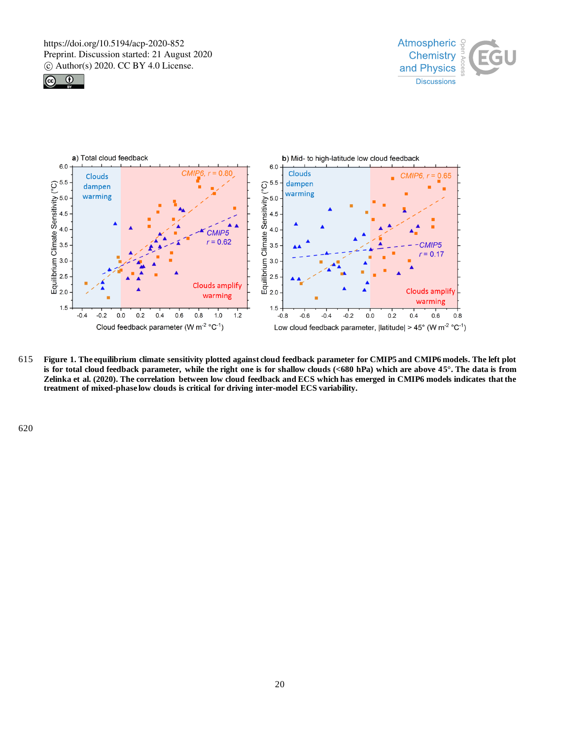**Figure 1. The equilibrium climate sensitivity plotted against cloud feedback parameter for CMIP5 and CMIP6 models. The left plot is for total cloud feedback parameter, while the right one is for shallow clouds (<680 hPa) which are above 45°. The data is from Zelinka et al. (2020). The correlation between low cloud feedback and ECS which has emerged in CMIP6 models indicates that the treatment of mixed-phase low clouds is critical for driving inter-model ECS variability.**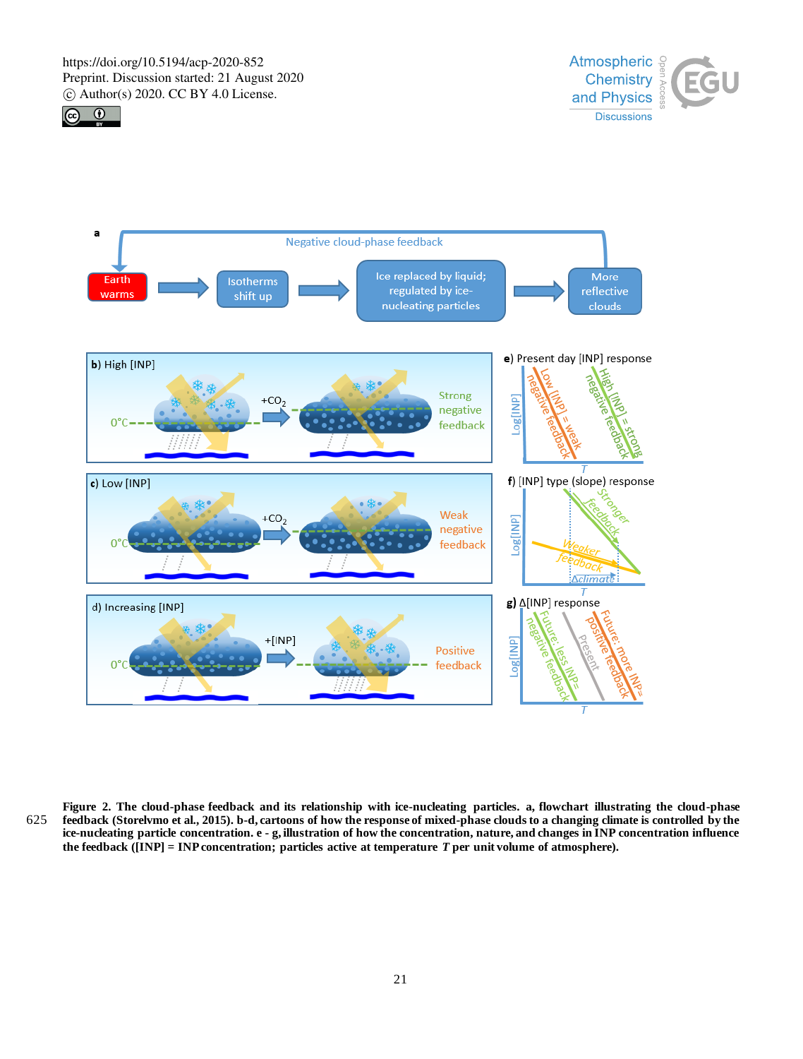**Figure 2. The cloud-phase feedback and its relationship with ice-nucleating particles. a, flowchart illustrating the cloud-phase feedback (Storelvmo et al., 2015). b-d, cartoons of how the response of mixed-phase clouds to a changing climate is controlled by the ice-nucleating particle concentration. e - g, illustration of how the concentration, nature, and changes in INP concentration influence the feedback ([INP] = INP concentration; particles active at temperature *T* per unit volume of atmosphere).**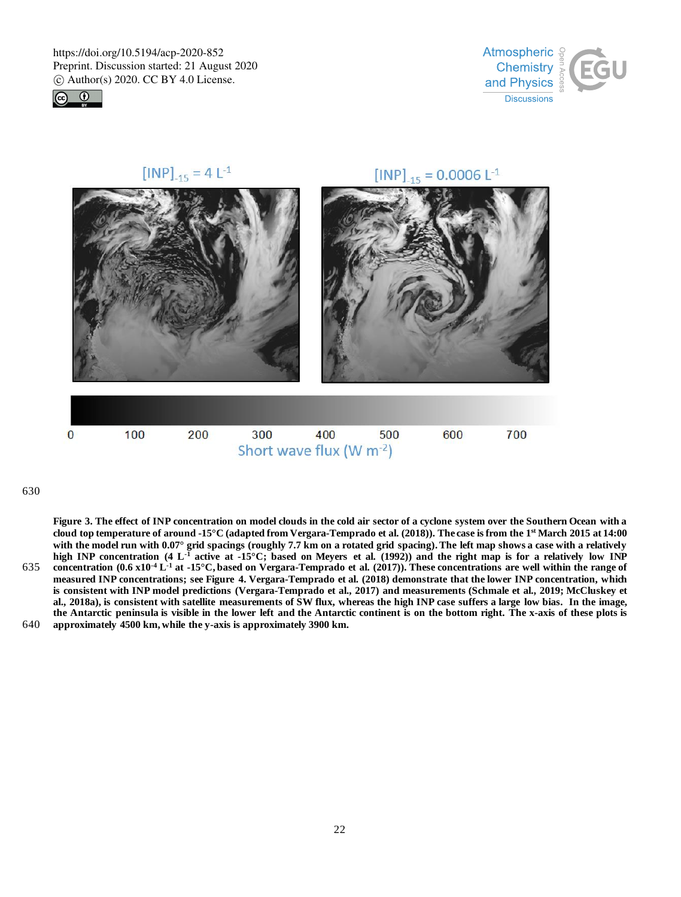$[INP]_{-15} = 4\ L^{-1}$

$[INP]_{-15} = 0.0006\ L^{-1}$

0 100 200 300 400 500 600 700

Short wave flux ($W\ m^{-2}$)

**Figure 3. The effect of INP concentration on model clouds in the cold air sector of a cyclone system over the Southern Ocean with a cloud top temperature of around -15°C (adapted from Vergara-Temprado et al. (2018)). The case is from the 1st March 2015 at 14:00 with the model run with 0.07° grid spacings (roughly 7.7 km on a rotated grid spacing). The left map shows a case with a relatively high INP concentration (4 $L^{-1}$ active at -15°C; based on Meyers et al. (1992)) and the right map is for a relatively low INP concentration (0.6 x$10^{-4}$ $L^{-1}$ at -15°C, based on Vergara-Temprado et al. (2017)). These concentrations are well within the range of measured INP concentrations; see Figure 4. Vergara-Temprado et al. (2018) demonstrate that the lower INP concentration, which is consistent with INP model predictions (Vergara-Temprado et al., 2017) and measurements (Schmale et al., 2019; McCluskey et al., 2018a), is consistent with satellite measurements of SW flux, whereas the high INP case suffers a large low bias. In the image, the Antarctic peninsula is visible in the lower left and the Antarctic continent is on the bottom right. The x-axis of these plots is approximately 4500 km, while the y-axis is approximately 3900 km.**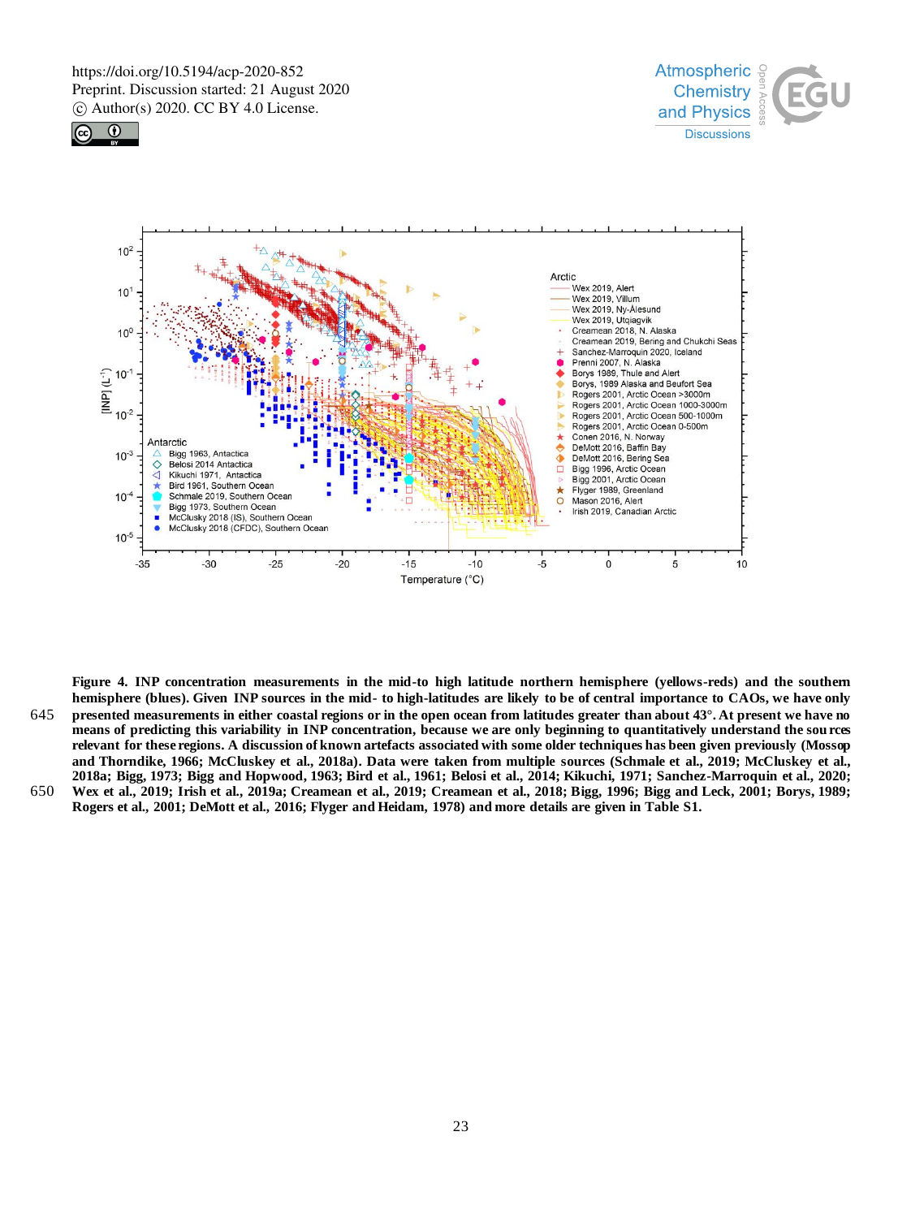[INP] ($L^{-1}$)

$10^2$

$10^1$

$10^0$

$10^{-1}$

$10^{-2}$

$10^{-3}$

$10^{-4}$

$10^{-5}$

-35 -30 -25 -20 -15 -10 -5 0 5 10

Temperature (°C)

Arctic
Wex 2019, Alert
Wex 2019, Villum
Wex 2019, Ny-Ålesund
Wex 2019, Utqiagvik
Creamean 2018, N. Alaska
Creamean 2019, Bering and Chukchi Seas
Sanchez-Marroquin 2020, Iceland
Prenni 2007, N. Alaska
Borys 1989, Thule and Alert
Borys, 1989 Alaska and Beaufort Sea
Rogers 2001, Arctic Ocean >3000m
Rogers 2001, Arctic Ocean 1000-3000m
Rogers 2001, Arctic Ocean 500-1000m
Rogers 2001, Arctic Ocean 0-500m
Conen 2016, N. Norway
DeMott 2016, Baffin Bay
DeMott 2016, Bering Sea
Bigg 1996, Arctic Ocean
Bigg 2001, Arctic Ocean
Flyger 1989, Greenland
Mason 2016, Alert
Irish 2019, Canadian Arctic

Antarctic
Bigg 1963, Antactica
Belosi 2014 Antactica
Kikuchi 1971, Antactica
Bird 1961, Southern Ocean
Schmale 2019, Southern Ocean
Bigg 1973, Southern Ocean
McClusky 2018 (IS), Southern Ocean
McClusky 2018 (CFDC), Southern Ocean

**Figure 4. INP concentration measurements in the mid-to high latitude northern hemisphere (yellows-reds) and the southern hemisphere (blues). Given INP sources in the mid- to high-latitudes are likely to be of central importance to CAOs, we have only presented measurements in either coastal regions or in the open ocean from latitudes greater than about 43°. At present we have no means of predicting this variability in INP concentration, because we are only beginning to quantitatively understand the sources relevant for these regions. A discussion of known artefacts associated with some older techniques has been given previously (Mossop and Thorndike, 1966; McCluskey et al., 2018a). Data were taken from multiple sources (Schmale et al., 2019; McCluskey et al., 2018a; Bigg, 1973; Bigg and Hopwood, 1963; Bird et al., 1961; Belosi et al., 2014; Kikuchi, 1971; Sanchez-Marroquin et al., 2020; Wex et al., 2019; Irish et al., 2019a; Creamean et al., 2019; Creamean et al., 2018; Bigg, 1996; Bigg and Leck, 2001; Borys, 1989; Rogers et al., 2001; DeMott et al., 2016; Flyger and Heidam, 1978) and more details are given in Table S1.**